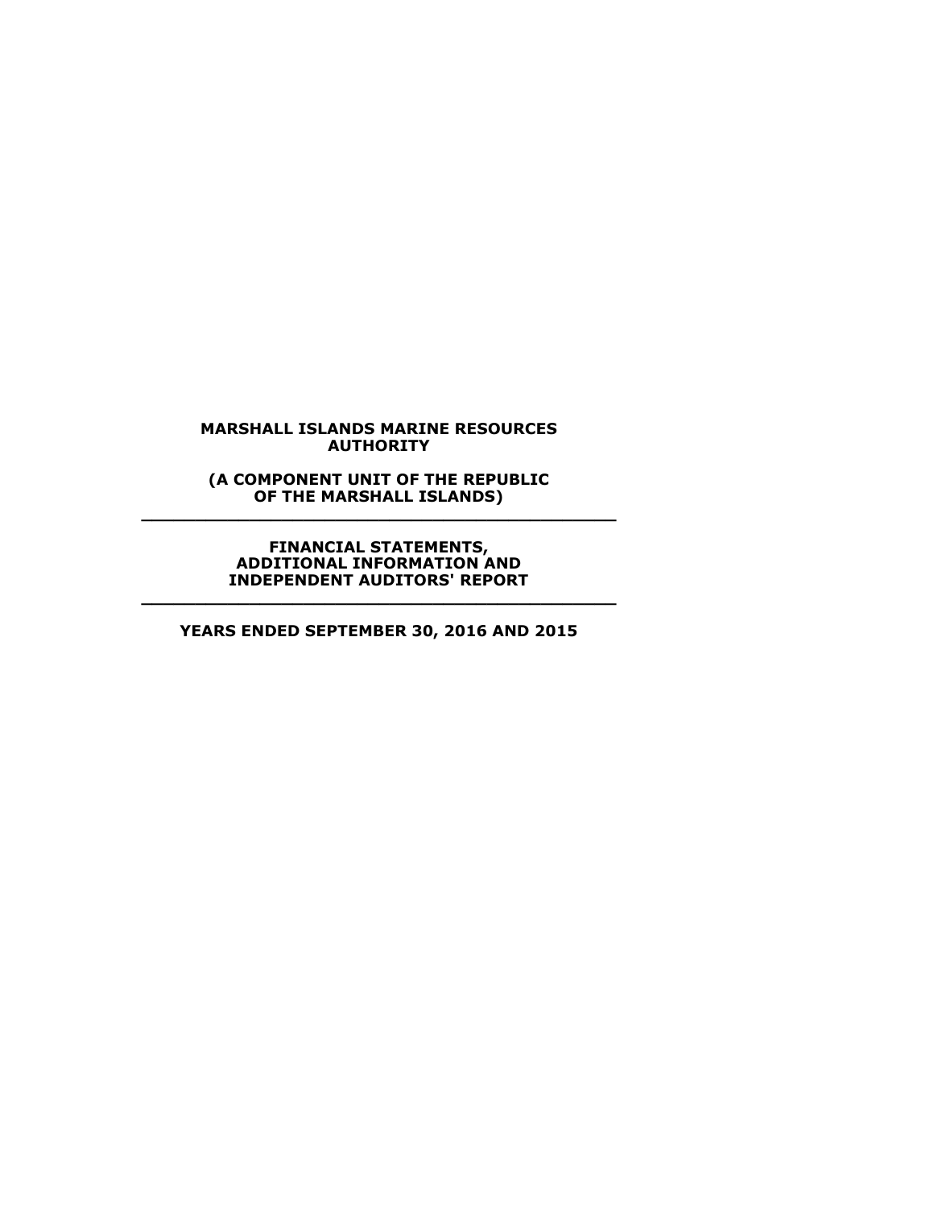**MARSHALL ISLANDS MARINE RESOURCES AUTHORITY**

**(A COMPONENT UNIT OF THE REPUBLIC OF THE MARSHALL ISLANDS)**

---

**FINANCIAL STATEMENTS, ADDITIONAL INFORMATION AND INDEPENDENT AUDITORS' REPORT**

---

**YEARS ENDED SEPTEMBER 30, 2016 AND 2015**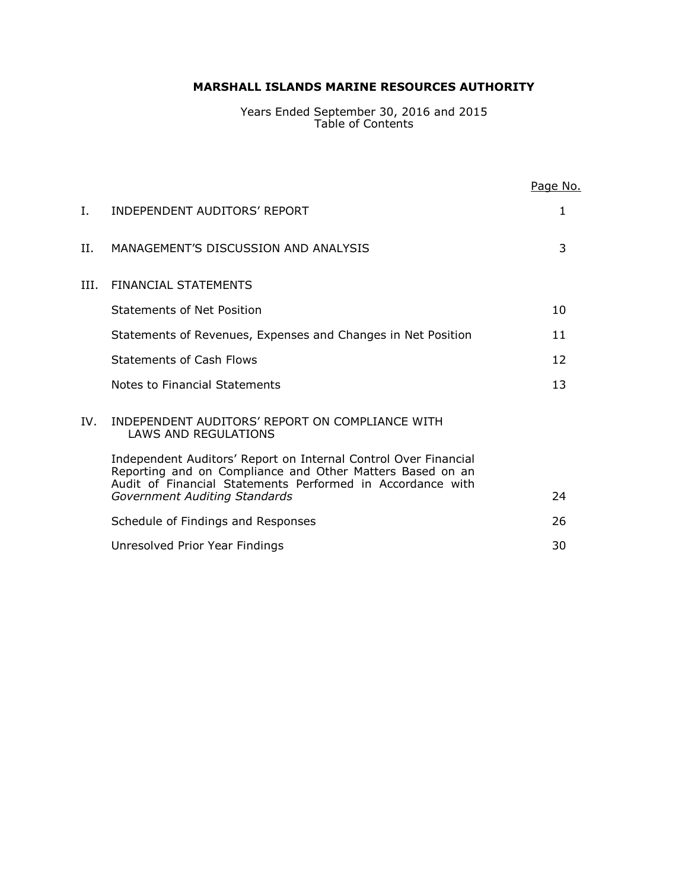# MARSHALL ISLANDS MARINE RESOURCES AUTHORITY

Years Ended September 30, 2016 and 2015
Table of Contents

| | | Page No. |
|---|---|---|
| I. | INDEPENDENT AUDITORS' REPORT | 1 |
| II. | MANAGEMENT'S DISCUSSION AND ANALYSIS | 3 |
| III. | FINANCIAL STATEMENTS | |
| | Statements of Net Position | 10 |
| | Statements of Revenues, Expenses and Changes in Net Position | 11 |
| | Statements of Cash Flows | 12 |
| | Notes to Financial Statements | 13 |
| IV. | INDEPENDENT AUDITORS' REPORT ON COMPLIANCE WITH LAWS AND REGULATIONS | |
| | Independent Auditors' Report on Internal Control Over Financial Reporting and on Compliance and Other Matters Based on an Audit of Financial Statements Performed in Accordance with *Government Auditing Standards* | 24 |
| | Schedule of Findings and Responses | 26 |
| | Unresolved Prior Year Findings | 30 |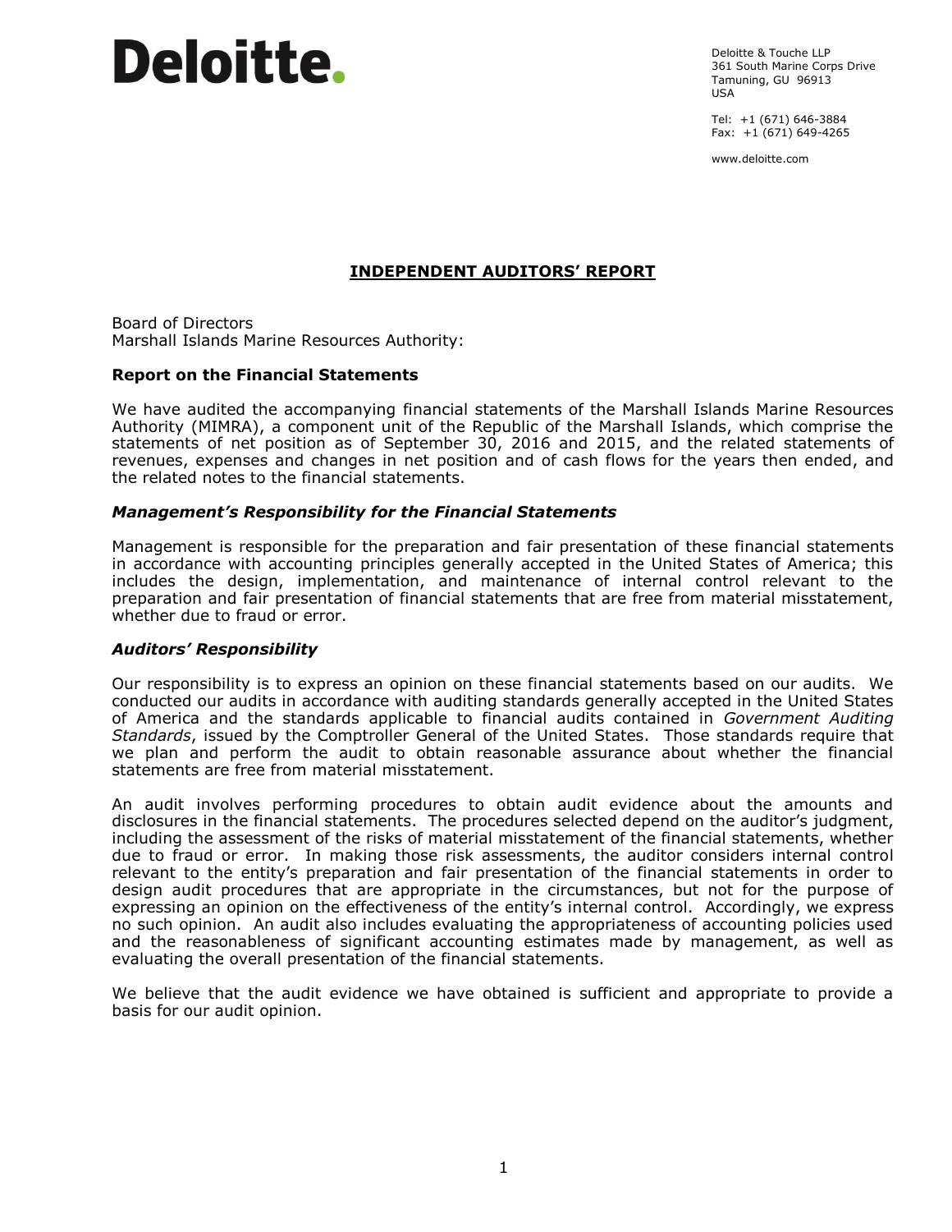Deloitte.

Deloitte & Touche LLP
361 South Marine Corps Drive
Tamuning, GU 96913
USA

Tel: +1 (671) 646-3884
Fax: +1 (671) 649-4265

www.deloitte.com

# INDEPENDENT AUDITORS' REPORT

Board of Directors
Marshall Islands Marine Resources Authority:

## Report on the Financial Statements

We have audited the accompanying financial statements of the Marshall Islands Marine Resources Authority (MIMRA), a component unit of the Republic of the Marshall Islands, which comprise the statements of net position as of September 30, 2016 and 2015, and the related statements of revenues, expenses and changes in net position and of cash flows for the years then ended, and the related notes to the financial statements.

### *Management's Responsibility for the Financial Statements*

Management is responsible for the preparation and fair presentation of these financial statements in accordance with accounting principles generally accepted in the United States of America; this includes the design, implementation, and maintenance of internal control relevant to the preparation and fair presentation of financial statements that are free from material misstatement, whether due to fraud or error.

### *Auditors' Responsibility*

Our responsibility is to express an opinion on these financial statements based on our audits. We conducted our audits in accordance with auditing standards generally accepted in the United States of America and the standards applicable to financial audits contained in *Government Auditing Standards*, issued by the Comptroller General of the United States. Those standards require that we plan and perform the audit to obtain reasonable assurance about whether the financial statements are free from material misstatement.

An audit involves performing procedures to obtain audit evidence about the amounts and disclosures in the financial statements. The procedures selected depend on the auditor's judgment, including the assessment of the risks of material misstatement of the financial statements, whether due to fraud or error. In making those risk assessments, the auditor considers internal control relevant to the entity's preparation and fair presentation of the financial statements in order to design audit procedures that are appropriate in the circumstances, but not for the purpose of expressing an opinion on the effectiveness of the entity's internal control. Accordingly, we express no such opinion. An audit also includes evaluating the appropriateness of accounting policies used and the reasonableness of significant accounting estimates made by management, as well as evaluating the overall presentation of the financial statements.

We believe that the audit evidence we have obtained is sufficient and appropriate to provide a basis for our audit opinion.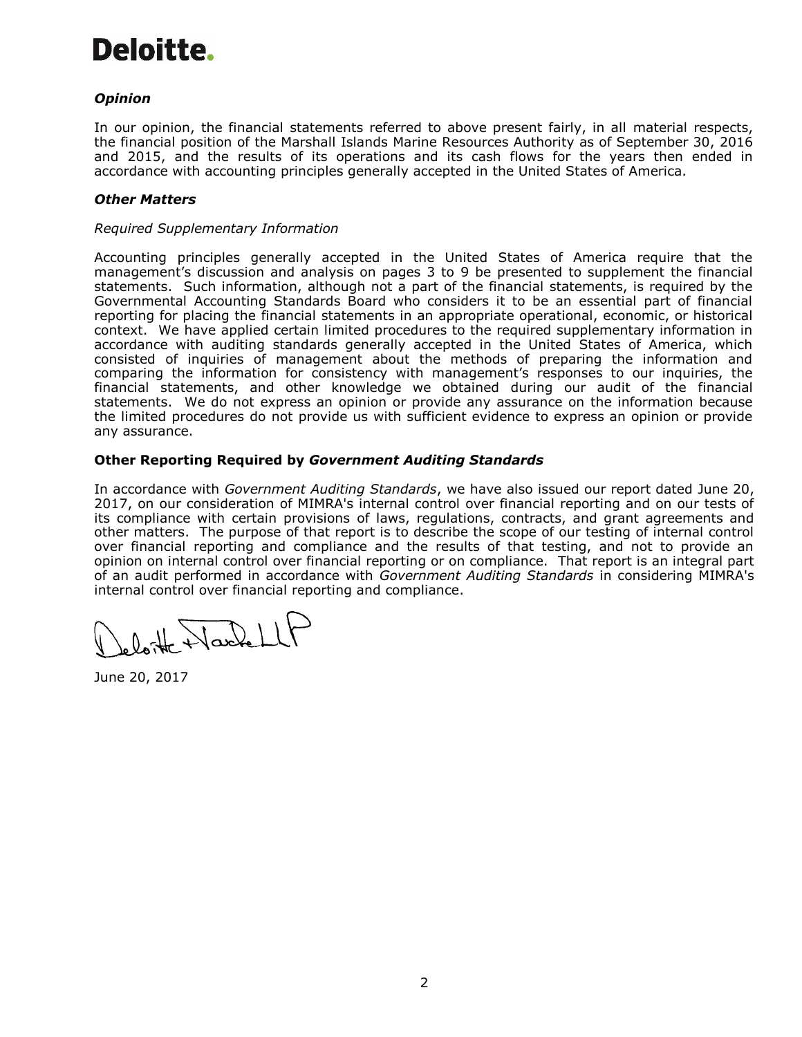Deloitte.

### *Opinion*

In our opinion, the financial statements referred to above present fairly, in all material respects, the financial position of the Marshall Islands Marine Resources Authority as of September 30, 2016 and 2015, and the results of its operations and its cash flows for the years then ended in accordance with accounting principles generally accepted in the United States of America.

### *Other Matters*

*Required Supplementary Information*

Accounting principles generally accepted in the United States of America require that the management's discussion and analysis on pages 3 to 9 be presented to supplement the financial statements. Such information, although not a part of the financial statements, is required by the Governmental Accounting Standards Board who considers it to be an essential part of financial reporting for placing the financial statements in an appropriate operational, economic, or historical context. We have applied certain limited procedures to the required supplementary information in accordance with auditing standards generally accepted in the United States of America, which consisted of inquiries of management about the methods of preparing the information and comparing the information for consistency with management's responses to our inquiries, the financial statements, and other knowledge we obtained during our audit of the financial statements. We do not express an opinion or provide any assurance on the information because the limited procedures do not provide us with sufficient evidence to express an opinion or provide any assurance.

### **Other Reporting Required by *Government Auditing Standards***

In accordance with *Government Auditing Standards*, we have also issued our report dated June 20, 2017, on our consideration of MIMRA's internal control over financial reporting and on our tests of its compliance with certain provisions of laws, regulations, contracts, and grant agreements and other matters. The purpose of that report is to describe the scope of our testing of internal control over financial reporting and compliance and the results of that testing, and not to provide an opinion on internal control over financial reporting or on compliance. That report is an integral part of an audit performed in accordance with *Government Auditing Standards* in considering MIMRA's internal control over financial reporting and compliance.

Deloitte & Touche LLP

June 20, 2017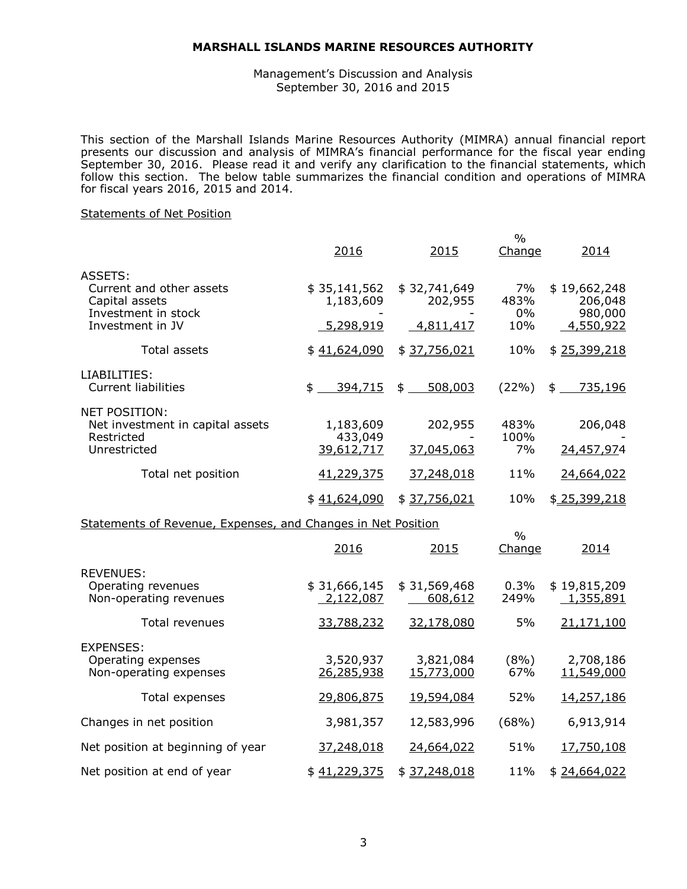**MARSHALL ISLANDS MARINE RESOURCES AUTHORITY**

Management's Discussion and Analysis
September 30, 2016 and 2015

This section of the Marshall Islands Marine Resources Authority (MIMRA) annual financial report presents our discussion and analysis of MIMRA's financial performance for the fiscal year ending September 30, 2016. Please read it and verify any clarification to the financial statements, which follow this section. The below table summarizes the financial condition and operations of MIMRA for fiscal years 2016, 2015 and 2014.

Statements of Net Position

| | 2016 | 2015 | % Change | 2014 |
|---|---|---|---|---|
| ASSETS: | | | | |
| Current and other assets | $ 35,141,562 | $ 32,741,649 | 7% | $ 19,662,248 |
| Capital assets | 1,183,609 | 202,955 | 483% | 206,048 |
| Investment in stock | - | - | 0% | 980,000 |
| Investment in JV | 5,298,919 | 4,811,417 | 10% | 4,550,922 |
| Total assets | $ 41,624,090 | $ 37,756,021 | 10% | $ 25,399,218 |
| LIABILITIES: | | | | |
| Current liabilities | $ 394,715 | $ 508,003 | (22%) | $ 735,196 |
| NET POSITION: | | | | |
| Net investment in capital assets | 1,183,609 | 202,955 | 483% | 206,048 |
| Restricted | 433,049 | - | 100% | - |
| Unrestricted | 39,612,717 | 37,045,063 | 7% | 24,457,974 |
| Total net position | 41,229,375 | 37,248,018 | 11% | 24,664,022 |
| | $ 41,624,090 | $ 37,756,021 | 10% | $ 25,399,218 |

Statements of Revenue, Expenses, and Changes in Net Position

| | 2016 | 2015 | % Change | 2014 |
|---|---|---|---|---|
| REVENUES: | | | | |
| Operating revenues | $ 31,666,145 | $ 31,569,468 | 0.3% | $ 19,815,209 |
| Non-operating revenues | 2,122,087 | 608,612 | 249% | 1,355,891 |
| Total revenues | 33,788,232 | 32,178,080 | 5% | 21,171,100 |
| EXPENSES: | | | | |
| Operating expenses | 3,520,937 | 3,821,084 | (8%) | 2,708,186 |
| Non-operating expenses | 26,285,938 | 15,773,000 | 67% | 11,549,000 |
| Total expenses | 29,806,875 | 19,594,084 | 52% | 14,257,186 |
| Changes in net position | 3,981,357 | 12,583,996 | (68%) | 6,913,914 |
| Net position at beginning of year | 37,248,018 | 24,664,022 | 51% | 17,750,108 |
| Net position at end of year | $ 41,229,375 | $ 37,248,018 | 11% | $ 24,664,022 |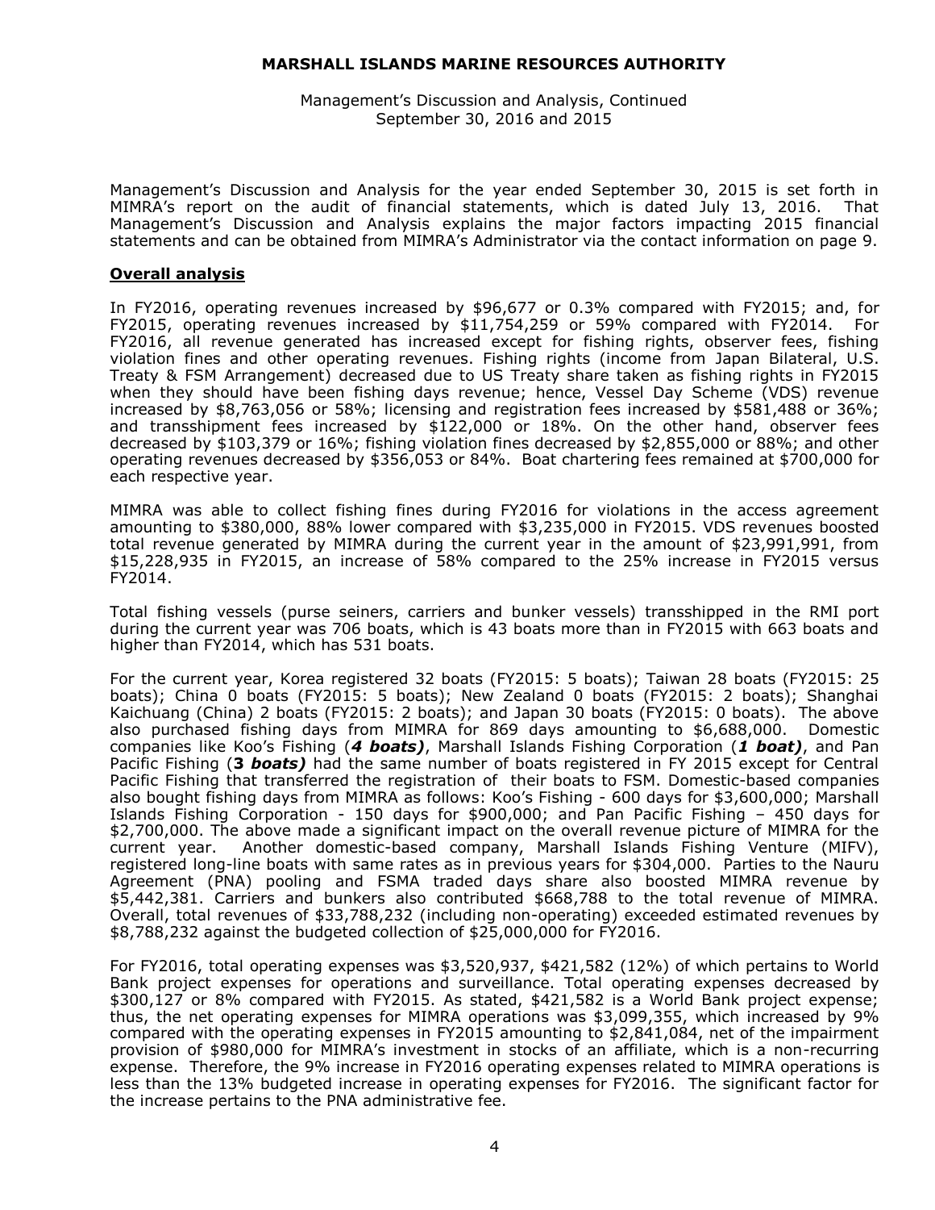Management's Discussion and Analysis for the year ended September 30, 2015 is set forth in MIMRA's report on the audit of financial statements, which is dated July 13, 2016. That Management's Discussion and Analysis explains the major factors impacting 2015 financial statements and can be obtained from MIMRA's Administrator via the contact information on page 9.

## Overall analysis

In FY2016, operating revenues increased by $96,677 or 0.3% compared with FY2015; and, for FY2015, operating revenues increased by $11,754,259 or 59% compared with FY2014. For FY2016, all revenue generated has increased except for fishing rights, observer fees, fishing violation fines and other operating revenues. Fishing rights (income from Japan Bilateral, U.S. Treaty & FSM Arrangement) decreased due to US Treaty share taken as fishing rights in FY2015 when they should have been fishing days revenue; hence, Vessel Day Scheme (VDS) revenue increased by $8,763,056 or 58%; licensing and registration fees increased by $581,488 or 36%; and transshipment fees increased by $122,000 or 18%. On the other hand, observer fees decreased by $103,379 or 16%; fishing violation fines decreased by $2,855,000 or 88%; and other operating revenues decreased by $356,053 or 84%. Boat chartering fees remained at $700,000 for each respective year.

MIMRA was able to collect fishing fines during FY2016 for violations in the access agreement amounting to $380,000, 88% lower compared with $3,235,000 in FY2015. VDS revenues boosted total revenue generated by MIMRA during the current year in the amount of $23,991,991, from $15,228,935 in FY2015, an increase of 58% compared to the 25% increase in FY2015 versus FY2014.

Total fishing vessels (purse seiners, carriers and bunker vessels) transshipped in the RMI port during the current year was 706 boats, which is 43 boats more than in FY2015 with 663 boats and higher than FY2014, which has 531 boats.

For the current year, Korea registered 32 boats (FY2015: 5 boats); Taiwan 28 boats (FY2015: 25 boats); China 0 boats (FY2015: 5 boats); New Zealand 0 boats (FY2015: 2 boats); Shanghai Kaichuang (China) 2 boats (FY2015: 2 boats); and Japan 30 boats (FY2015: 0 boats). The above also purchased fishing days from MIMRA for 869 days amounting to $6,688,000. Domestic companies like Koo's Fishing (***4 boats)***, Marshall Islands Fishing Corporation (***1 boat)***, and Pan Pacific Fishing (***3 boats)*** had the same number of boats registered in FY 2015 except for Central Pacific Fishing that transferred the registration of their boats to FSM. Domestic-based companies also bought fishing days from MIMRA as follows: Koo's Fishing - 600 days for $3,600,000; Marshall Islands Fishing Corporation - 150 days for $900,000; and Pan Pacific Fishing – 450 days for $2,700,000. The above made a significant impact on the overall revenue picture of MIMRA for the current year. Another domestic-based company, Marshall Islands Fishing Venture (MIFV), registered long-line boats with same rates as in previous years for $304,000. Parties to the Nauru Agreement (PNA) pooling and FSMA traded days share also boosted MIMRA revenue by $5,442,381. Carriers and bunkers also contributed $668,788 to the total revenue of MIMRA. Overall, total revenues of $33,788,232 (including non-operating) exceeded estimated revenues by $8,788,232 against the budgeted collection of $25,000,000 for FY2016.

For FY2016, total operating expenses was $3,520,937, $421,582 (12%) of which pertains to World Bank project expenses for operations and surveillance. Total operating expenses decreased by $300,127 or 8% compared with FY2015. As stated, $421,582 is a World Bank project expense; thus, the net operating expenses for MIMRA operations was $3,099,355, which increased by 9% compared with the operating expenses in FY2015 amounting to $2,841,084, net of the impairment provision of $980,000 for MIMRA's investment in stocks of an affiliate, which is a non-recurring expense. Therefore, the 9% increase in FY2016 operating expenses related to MIMRA operations is less than the 13% budgeted increase in operating expenses for FY2016. The significant factor for the increase pertains to the PNA administrative fee.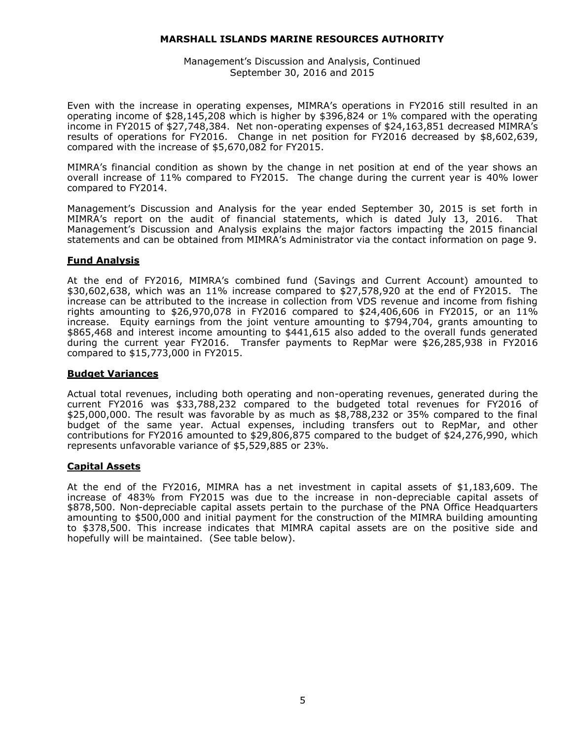Even with the increase in operating expenses, MIMRA's operations in FY2016 still resulted in an operating income of $28,145,208 which is higher by $396,824 or 1% compared with the operating income in FY2015 of $27,748,384. Net non-operating expenses of $24,163,851 decreased MIMRA's results of operations for FY2016. Change in net position for FY2016 decreased by $8,602,639, compared with the increase of $5,670,082 for FY2015.

MIMRA's financial condition as shown by the change in net position at end of the year shows an overall increase of 11% compared to FY2015. The change during the current year is 40% lower compared to FY2014.

Management's Discussion and Analysis for the year ended September 30, 2015 is set forth in MIMRA's report on the audit of financial statements, which is dated July 13, 2016. That Management's Discussion and Analysis explains the major factors impacting the 2015 financial statements and can be obtained from MIMRA's Administrator via the contact information on page 9.

## Fund Analysis

At the end of FY2016, MIMRA's combined fund (Savings and Current Account) amounted to $30,602,638, which was an 11% increase compared to $27,578,920 at the end of FY2015. The increase can be attributed to the increase in collection from VDS revenue and income from fishing rights amounting to $26,970,078 in FY2016 compared to $24,406,606 in FY2015, or an 11% increase. Equity earnings from the joint venture amounting to $794,704, grants amounting to $865,468 and interest income amounting to $441,615 also added to the overall funds generated during the current year FY2016. Transfer payments to RepMar were $26,285,938 in FY2016 compared to $15,773,000 in FY2015.

## Budget Variances

Actual total revenues, including both operating and non-operating revenues, generated during the current FY2016 was $33,788,232 compared to the budgeted total revenues for FY2016 of $25,000,000. The result was favorable by as much as $8,788,232 or 35% compared to the final budget of the same year. Actual expenses, including transfers out to RepMar, and other contributions for FY2016 amounted to $29,806,875 compared to the budget of $24,276,990, which represents unfavorable variance of $5,529,885 or 23%.

## Capital Assets

At the end of the FY2016, MIMRA has a net investment in capital assets of $1,183,609. The increase of 483% from FY2015 was due to the increase in non-depreciable capital assets of $878,500. Non-depreciable capital assets pertain to the purchase of the PNA Office Headquarters amounting to $500,000 and initial payment for the construction of the MIMRA building amounting to $378,500. This increase indicates that MIMRA capital assets are on the positive side and hopefully will be maintained. (See table below).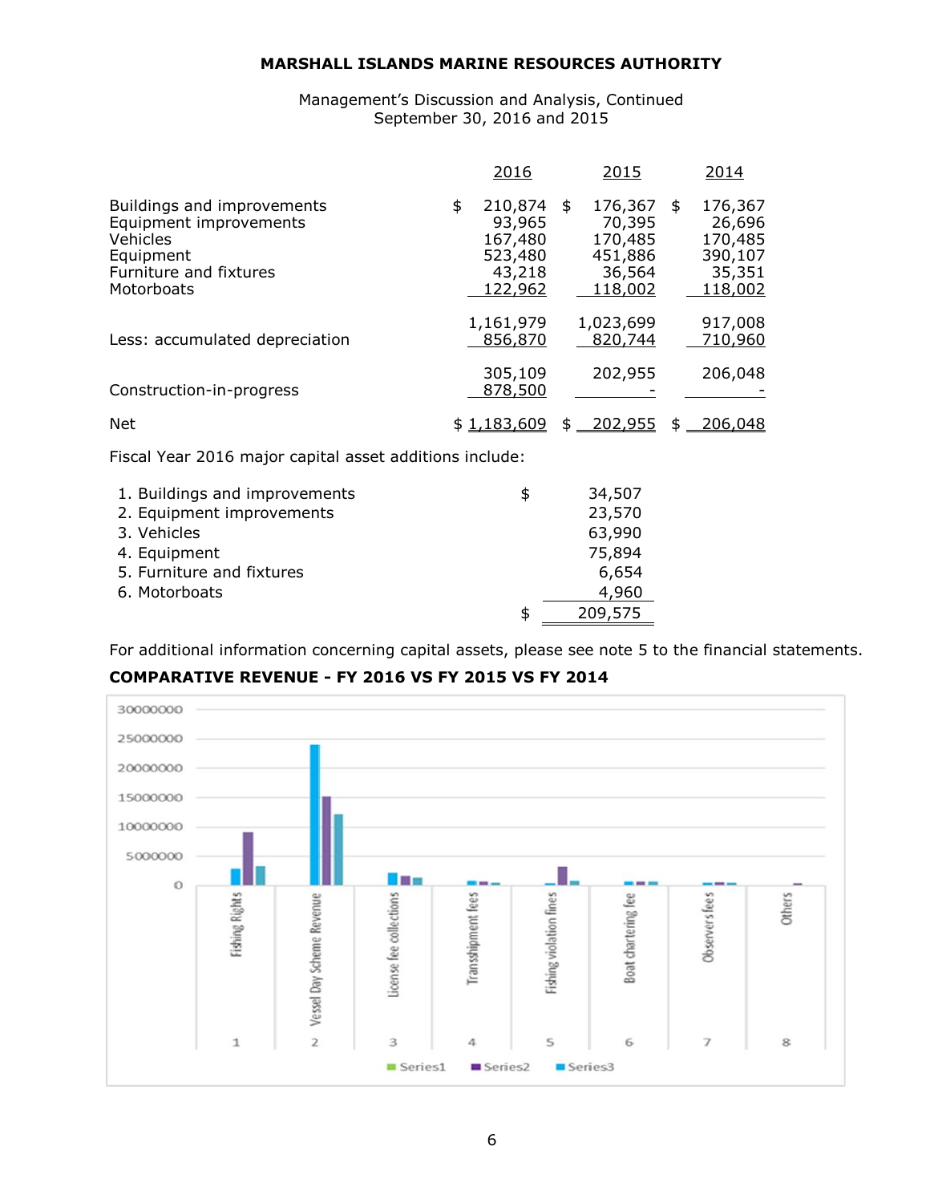**MARSHALL ISLANDS MARINE RESOURCES AUTHORITY**

Management's Discussion and Analysis, Continued
September 30, 2016 and 2015

| | 2016 | 2015 | 2014 |
|---|---|---|---|
| Buildings and improvements | $ 210,874 | $ 176,367 | $ 176,367 |
| Equipment improvements | 93,965 | 70,395 | 26,696 |
| Vehicles | 167,480 | 170,485 | 170,485 |
| Equipment | 523,480 | 451,886 | 390,107 |
| Furniture and fixtures | 43,218 | 36,564 | 35,351 |
| Motorboats | 122,962 | 118,002 | 118,002 |
| | 1,161,979 | 1,023,699 | 917,008 |
| Less: accumulated depreciation | 856,870 | 820,744 | 710,960 |
| | 305,109 | 202,955 | 206,048 |
| Construction-in-progress | 878,500 | - | - |
| Net | $ 1,183,609 | $ 202,955 | $ 206,048 |

Fiscal Year 2016 major capital asset additions include:

| | |
|---|---|
| 1. Buildings and improvements | $ 34,507 |
| 2. Equipment improvements | 23,570 |
| 3. Vehicles | 63,990 |
| 4. Equipment | 75,894 |
| 5. Furniture and fixtures | 6,654 |
| 6. Motorboats | 4,960 |
| | $ 209,575 |

For additional information concerning capital assets, please see note 5 to the financial statements.

**COMPARATIVE REVENUE - FY 2016 VS FY 2015 VS FY 2014**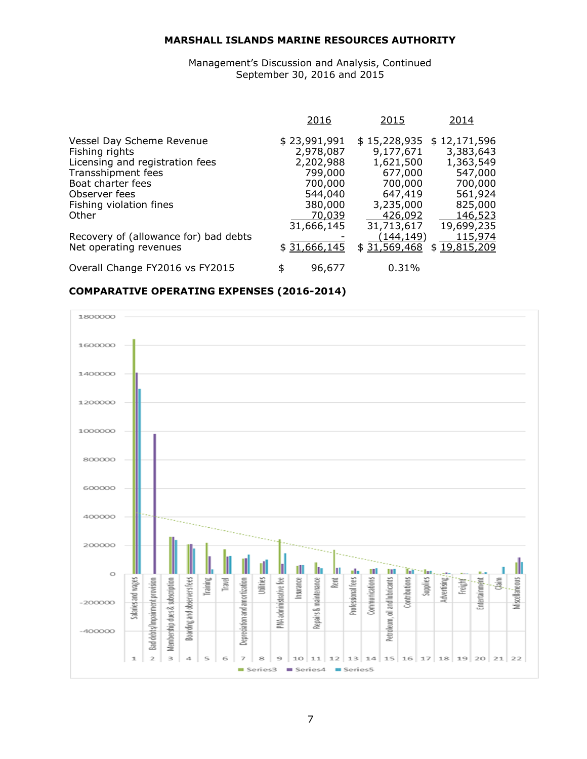**MARSHALL ISLANDS MARINE RESOURCES AUTHORITY**

Management's Discussion and Analysis, Continued
September 30, 2016 and 2015

| | 2016 | 2015 | 2014 |
|---|---|---|---|
| Vessel Day Scheme Revenue | $ 23,991,991 | $ 15,228,935 | $ 12,171,596 |
| Fishing rights | 2,978,087 | 9,177,671 | 3,383,643 |
| Licensing and registration fees | 2,202,988 | 1,621,500 | 1,363,549 |
| Transshipment fees | 799,000 | 677,000 | 547,000 |
| Boat charter fees | 700,000 | 700,000 | 700,000 |
| Observer fees | 544,040 | 647,419 | 561,924 |
| Fishing violation fines | 380,000 | 3,235,000 | 825,000 |
| Other | 70,039 | 426,092 | 146,523 |
| | 31,666,145 | 31,713,617 | 19,699,235 |
| Recovery of (allowance for) bad debts | - | (144,149) | 115,974 |
| Net operating revenues | $ 31,666,145 | $ 31,569,468 | $ 19,815,209 |
| | | | |
| Overall Change FY2016 vs FY2015 | $ 96,677 | 0.31% | |

**COMPARATIVE OPERATING EXPENSES (2016-2014)**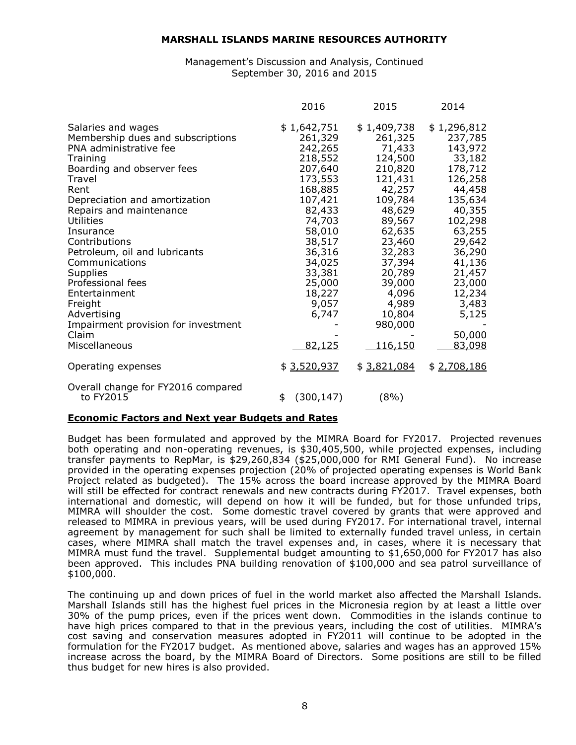MARSHALL ISLANDS MARINE RESOURCES AUTHORITY

Management's Discussion and Analysis, Continued
September 30, 2016 and 2015

| | 2016 | 2015 | 2014 |
|---|---|---|---|
| Salaries and wages | $ 1,642,751 | $ 1,409,738 | $ 1,296,812 |
| Membership dues and subscriptions | 261,329 | 261,325 | 237,785 |
| PNA administrative fee | 242,265 | 71,433 | 143,972 |
| Training | 218,552 | 124,500 | 33,182 |
| Boarding and observer fees | 207,640 | 210,820 | 178,712 |
| Travel | 173,553 | 121,431 | 126,258 |
| Rent | 168,885 | 42,257 | 44,458 |
| Depreciation and amortization | 107,421 | 109,784 | 135,634 |
| Repairs and maintenance | 82,433 | 48,629 | 40,355 |
| Utilities | 74,703 | 89,567 | 102,298 |
| Insurance | 58,010 | 62,635 | 63,255 |
| Contributions | 38,517 | 23,460 | 29,642 |
| Petroleum, oil and lubricants | 36,316 | 32,283 | 36,290 |
| Communications | 34,025 | 37,394 | 41,136 |
| Supplies | 33,381 | 20,789 | 21,457 |
| Professional fees | 25,000 | 39,000 | 23,000 |
| Entertainment | 18,227 | 4,096 | 12,234 |
| Freight | 9,057 | 4,989 | 3,483 |
| Advertising | 6,747 | 10,804 | 5,125 |
| Impairment provision for investment | - | 980,000 | - |
| Claim | - | - | 50,000 |
| Miscellaneous | 82,125 | 116,150 | 83,098 |
| Operating expenses | $ 3,520,937 | $ 3,821,084 | $ 2,708,186 |
| Overall change for FY2016 compared to FY2015 | $ (300,147) | (8%) | |

**Economic Factors and Next year Budgets and Rates**

Budget has been formulated and approved by the MIMRA Board for FY2017. Projected revenues both operating and non-operating revenues, is $30,405,500, while projected expenses, including transfer payments to RepMar, is $29,260,834 ($25,000,000 for RMI General Fund). No increase provided in the operating expenses projection (20% of projected operating expenses is World Bank Project related as budgeted). The 15% across the board increase approved by the MIMRA Board will still be effected for contract renewals and new contracts during FY2017. Travel expenses, both international and domestic, will depend on how it will be funded, but for those unfunded trips, MIMRA will shoulder the cost. Some domestic travel covered by grants that were approved and released to MIMRA in previous years, will be used during FY2017. For international travel, internal agreement by management for such shall be limited to externally funded travel unless, in certain cases, where MIMRA shall match the travel expenses and, in cases, where it is necessary that MIMRA must fund the travel. Supplemental budget amounting to $1,650,000 for FY2017 has also been approved. This includes PNA building renovation of $100,000 and sea patrol surveillance of $100,000.

The continuing up and down prices of fuel in the world market also affected the Marshall Islands. Marshall Islands still has the highest fuel prices in the Micronesia region by at least a little over 30% of the pump prices, even if the prices went down. Commodities in the islands continue to have high prices compared to that in the previous years, including the cost of utilities. MIMRA's cost saving and conservation measures adopted in FY2011 will continue to be adopted in the formulation for the FY2017 budget. As mentioned above, salaries and wages has an approved 15% increase across the board, by the MIMRA Board of Directors. Some positions are still to be filled thus budget for new hires is also provided.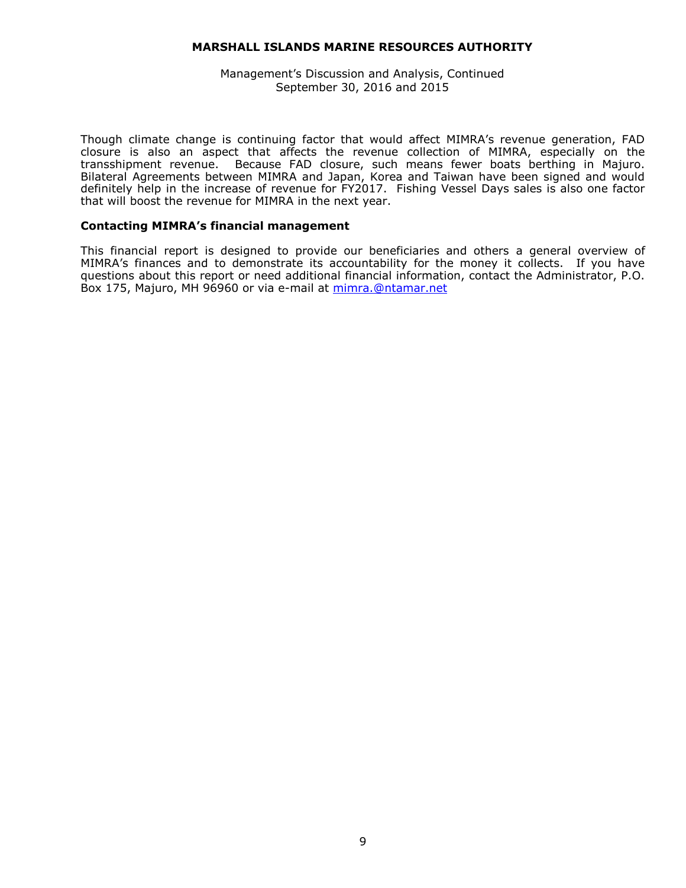Though climate change is continuing factor that would affect MIMRA's revenue generation, FAD closure is also an aspect that affects the revenue collection of MIMRA, especially on the transshipment revenue. Because FAD closure, such means fewer boats berthing in Majuro. Bilateral Agreements between MIMRA and Japan, Korea and Taiwan have been signed and would definitely help in the increase of revenue for FY2017. Fishing Vessel Days sales is also one factor that will boost the revenue for MIMRA in the next year.

**Contacting MIMRA's financial management**

This financial report is designed to provide our beneficiaries and others a general overview of MIMRA's finances and to demonstrate its accountability for the money it collects. If you have questions about this report or need additional financial information, contact the Administrator, P.O. Box 175, Majuro, MH 96960 or via e-mail at mimra.@ntamar.net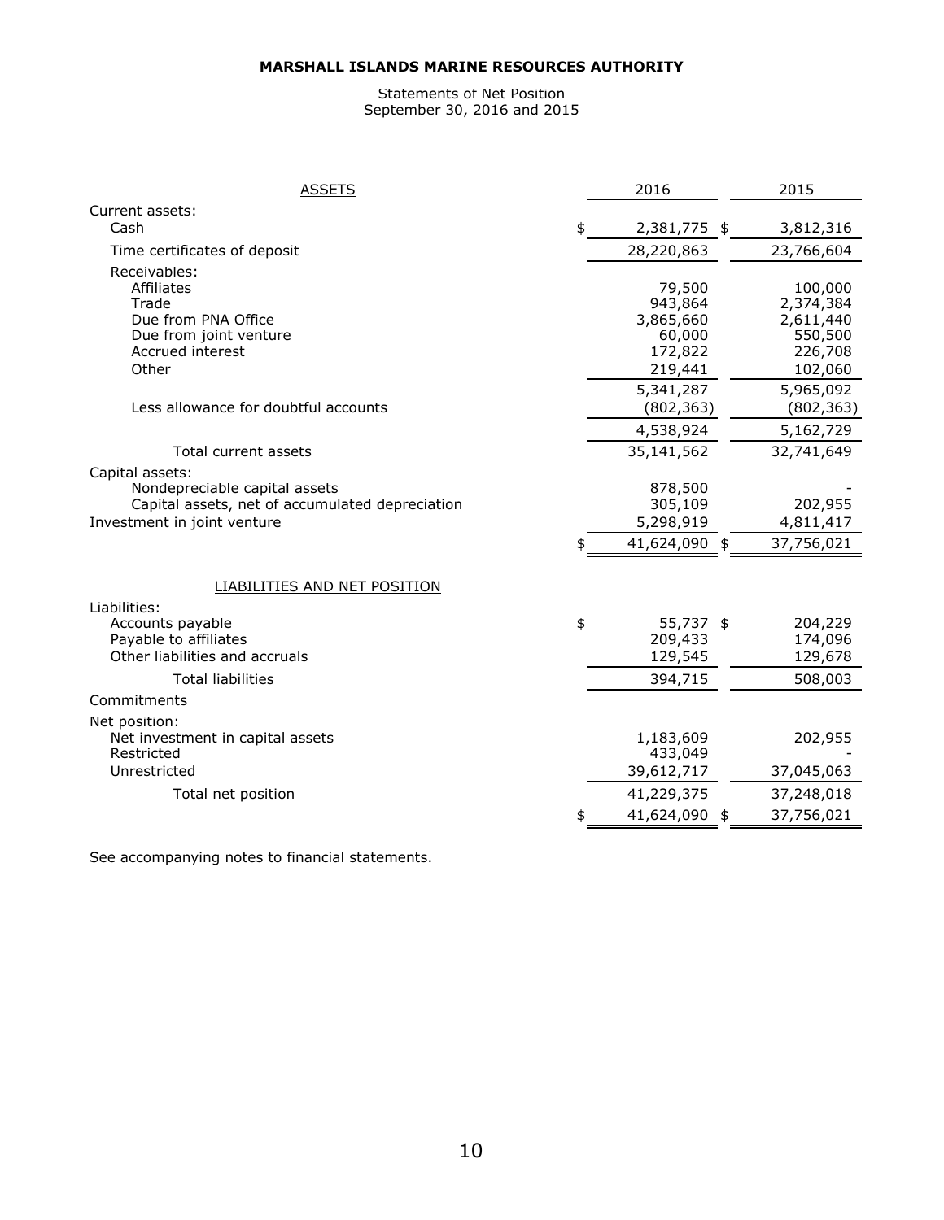**MARSHALL ISLANDS MARINE RESOURCES AUTHORITY**

Statements of Net Position
September 30, 2016 and 2015

| ASSETS | 2016 | 2015 |
| --- | --- | --- |
| Current assets: | | |
| Cash | $ 2,381,775 | $ 3,812,316 |
| Time certificates of deposit | 28,220,863 | 23,766,604 |
| Receivables: | | |
| Affiliates | 79,500 | 100,000 |
| Trade | 943,864 | 2,374,384 |
| Due from PNA Office | 3,865,660 | 2,611,440 |
| Due from joint venture | 60,000 | 550,500 |
| Accrued interest | 172,822 | 226,708 |
| Other | 219,441 | 102,060 |
| | 5,341,287 | 5,965,092 |
| Less allowance for doubtful accounts | (802,363) | (802,363) |
| | 4,538,924 | 5,162,729 |
| Total current assets | 35,141,562 | 32,741,649 |
| Capital assets: | | |
| Nondepreciable capital assets | 878,500 | - |
| Capital assets, net of accumulated depreciation | 305,109 | 202,955 |
| Investment in joint venture | 5,298,919 | 4,811,417 |
| | $ 41,624,090 | $ 37,756,021 |
| LIABILITIES AND NET POSITION | | |
| Liabilities: | | |
| Accounts payable | $ 55,737 | $ 204,229 |
| Payable to affiliates | 209,433 | 174,096 |
| Other liabilities and accruals | 129,545 | 129,678 |
| Total liabilities | 394,715 | 508,003 |
| Commitments | | |
| Net position: | | |
| Net investment in capital assets | 1,183,609 | 202,955 |
| Restricted | 433,049 | - |
| Unrestricted | 39,612,717 | 37,045,063 |
| Total net position | 41,229,375 | 37,248,018 |
| | $ 41,624,090 | $ 37,756,021 |

See accompanying notes to financial statements.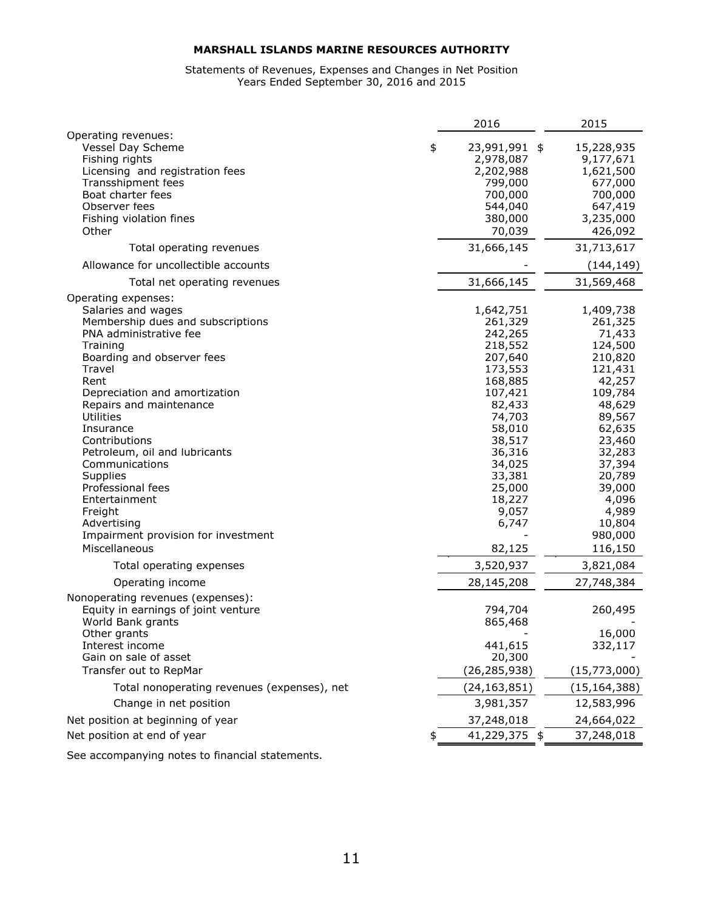**MARSHALL ISLANDS MARINE RESOURCES AUTHORITY**

Statements of Revenues, Expenses and Changes in Net Position
Years Ended September 30, 2016 and 2015

| | 2016 | 2015 |
|---|---|---|
| Operating revenues: | | |
| Vessel Day Scheme | $ 23,991,991 | $ 15,228,935 |
| Fishing rights | 2,978,087 | 9,177,671 |
| Licensing and registration fees | 2,202,988 | 1,621,500 |
| Transshipment fees | 799,000 | 677,000 |
| Boat charter fees | 700,000 | 700,000 |
| Observer fees | 544,040 | 647,419 |
| Fishing violation fines | 380,000 | 3,235,000 |
| Other | 70,039 | 426,092 |
| Total operating revenues | 31,666,145 | 31,713,617 |
| Allowance for uncollectible accounts | - | (144,149) |
| Total net operating revenues | 31,666,145 | 31,569,468 |
| Operating expenses: | | |
| Salaries and wages | 1,642,751 | 1,409,738 |
| Membership dues and subscriptions | 261,329 | 261,325 |
| PNA administrative fee | 242,265 | 71,433 |
| Training | 218,552 | 124,500 |
| Boarding and observer fees | 207,640 | 210,820 |
| Travel | 173,553 | 121,431 |
| Rent | 168,885 | 42,257 |
| Depreciation and amortization | 107,421 | 109,784 |
| Repairs and maintenance | 82,433 | 48,629 |
| Utilities | 74,703 | 89,567 |
| Insurance | 58,010 | 62,635 |
| Contributions | 38,517 | 23,460 |
| Petroleum, oil and lubricants | 36,316 | 32,283 |
| Communications | 34,025 | 37,394 |
| Supplies | 33,381 | 20,789 |
| Professional fees | 25,000 | 39,000 |
| Entertainment | 18,227 | 4,096 |
| Freight | 9,057 | 4,989 |
| Advertising | 6,747 | 10,804 |
| Impairment provision for investment | - | 980,000 |
| Miscellaneous | 82,125 | 116,150 |
| Total operating expenses | 3,520,937 | 3,821,084 |
| Operating income | 28,145,208 | 27,748,384 |
| Nonoperating revenues (expenses): | | |
| Equity in earnings of joint venture | 794,704 | 260,495 |
| World Bank grants | 865,468 | - |
| Other grants | - | 16,000 |
| Interest income | 441,615 | 332,117 |
| Gain on sale of asset | 20,300 | - |
| Transfer out to RepMar | (26,285,938) | (15,773,000) |
| Total nonoperating revenues (expenses), net | (24,163,851) | (15,164,388) |
| Change in net position | 3,981,357 | 12,583,996 |
| Net position at beginning of year | 37,248,018 | 24,664,022 |
| Net position at end of year | $ 41,229,375 | $ 37,248,018 |

See accompanying notes to financial statements.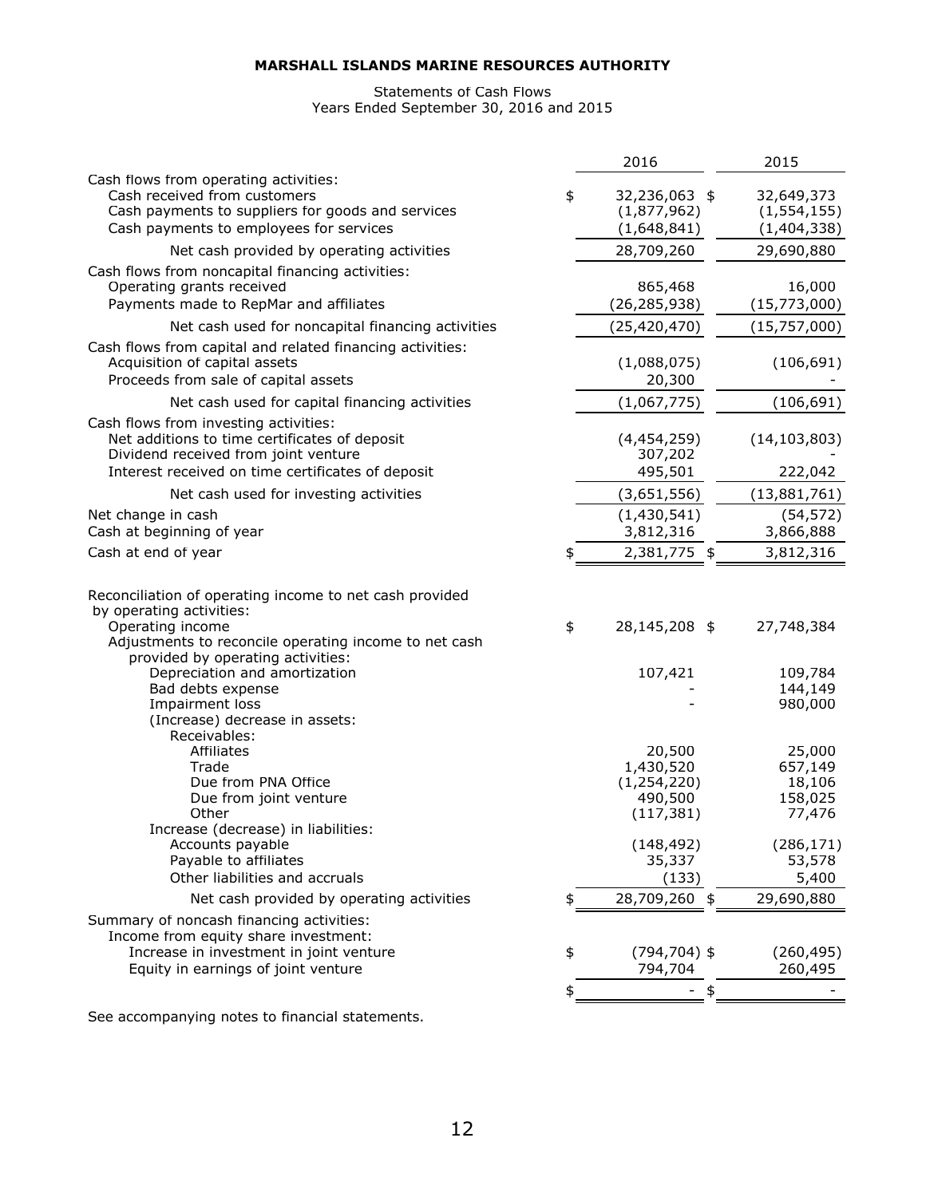# MARSHALL ISLANDS MARINE RESOURCES AUTHORITY

Statements of Cash Flows
Years Ended September 30, 2016 and 2015

| | 2016 | 2015 |
|---|---|---|
| Cash flows from operating activities: | | |
| Cash received from customers | $ 32,236,063 | $ 32,649,373 |
| Cash payments to suppliers for goods and services | (1,877,962) | (1,554,155) |
| Cash payments to employees for services | (1,648,841) | (1,404,338) |
| Net cash provided by operating activities | 28,709,260 | 29,690,880 |
| Cash flows from noncapital financing activities: | | |
| Operating grants received | 865,468 | 16,000 |
| Payments made to RepMar and affiliates | (26,285,938) | (15,773,000) |
| Net cash used for noncapital financing activities | (25,420,470) | (15,757,000) |
| Cash flows from capital and related financing activities: | | |
| Acquisition of capital assets | (1,088,075) | (106,691) |
| Proceeds from sale of capital assets | 20,300 | - |
| Net cash used for capital financing activities | (1,067,775) | (106,691) |
| Cash flows from investing activities: | | |
| Net additions to time certificates of deposit | (4,454,259) | (14,103,803) |
| Dividend received from joint venture | 307,202 | - |
| Interest received on time certificates of deposit | 495,501 | 222,042 |
| Net cash used for investing activities | (3,651,556) | (13,881,761) |
| Net change in cash | (1,430,541) | (54,572) |
| Cash at beginning of year | 3,812,316 | 3,866,888 |
| Cash at end of year | $ 2,381,775 | $ 3,812,316 |
| | | |
| Reconciliation of operating income to net cash provided by operating activities: | | |
| Operating income | $ 28,145,208 | $ 27,748,384 |
| Adjustments to reconcile operating income to net cash provided by operating activities: | | |
| Depreciation and amortization | 107,421 | 109,784 |
| Bad debts expense | - | 144,149 |
| Impairment loss | - | 980,000 |
| (Increase) decrease in assets: | | |
| Receivables: | | |
| Affiliates | 20,500 | 25,000 |
| Trade | 1,430,520 | 657,149 |
| Due from PNA Office | (1,254,220) | 18,106 |
| Due from joint venture | 490,500 | 158,025 |
| Other | (117,381) | 77,476 |
| Increase (decrease) in liabilities: | | |
| Accounts payable | (148,492) | (286,171) |
| Payable to affiliates | 35,337 | 53,578 |
| Other liabilities and accruals | (133) | 5,400 |
| Net cash provided by operating activities | $ 28,709,260 | $ 29,690,880 |
| Summary of noncash financing activities: | | |
| Income from equity share investment: | | |
| Increase in investment in joint venture | $ (794,704) | $ (260,495) |
| Equity in earnings of joint venture | 794,704 | 260,495 |
| | $ - | $ - |

See accompanying notes to financial statements.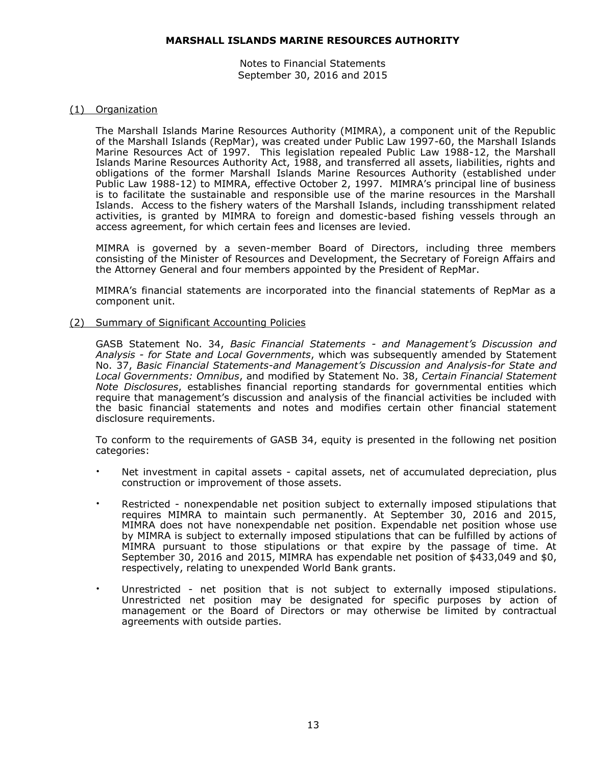# MARSHALL ISLANDS MARINE RESOURCES AUTHORITY

Notes to Financial Statements
September 30, 2016 and 2015

## (1) Organization

The Marshall Islands Marine Resources Authority (MIMRA), a component unit of the Republic of the Marshall Islands (RepMar), was created under Public Law 1997-60, the Marshall Islands Marine Resources Act of 1997. This legislation repealed Public Law 1988-12, the Marshall Islands Marine Resources Authority Act, 1988, and transferred all assets, liabilities, rights and obligations of the former Marshall Islands Marine Resources Authority (established under Public Law 1988-12) to MIMRA, effective October 2, 1997. MIMRA's principal line of business is to facilitate the sustainable and responsible use of the marine resources in the Marshall Islands. Access to the fishery waters of the Marshall Islands, including transshipment related activities, is granted by MIMRA to foreign and domestic-based fishing vessels through an access agreement, for which certain fees and licenses are levied.

MIMRA is governed by a seven-member Board of Directors, including three members consisting of the Minister of Resources and Development, the Secretary of Foreign Affairs and the Attorney General and four members appointed by the President of RepMar.

MIMRA's financial statements are incorporated into the financial statements of RepMar as a component unit.

## (2) Summary of Significant Accounting Policies

GASB Statement No. 34, *Basic Financial Statements - and Management's Discussion and Analysis - for State and Local Governments*, which was subsequently amended by Statement No. 37, *Basic Financial Statements-and Management's Discussion and Analysis-for State and Local Governments: Omnibus*, and modified by Statement No. 38, *Certain Financial Statement Note Disclosures*, establishes financial reporting standards for governmental entities which require that management's discussion and analysis of the financial activities be included with the basic financial statements and notes and modifies certain other financial statement disclosure requirements.

To conform to the requirements of GASB 34, equity is presented in the following net position categories:

- Net investment in capital assets - capital assets, net of accumulated depreciation, plus construction or improvement of those assets.
- Restricted - nonexpendable net position subject to externally imposed stipulations that requires MIMRA to maintain such permanently. At September 30, 2016 and 2015, MIMRA does not have nonexpendable net position. Expendable net position whose use by MIMRA is subject to externally imposed stipulations that can be fulfilled by actions of MIMRA pursuant to those stipulations or that expire by the passage of time. At September 30, 2016 and 2015, MIMRA has expendable net position of $433,049 and $0, respectively, relating to unexpended World Bank grants.
- Unrestricted - net position that is not subject to externally imposed stipulations. Unrestricted net position may be designated for specific purposes by action of management or the Board of Directors or may otherwise be limited by contractual agreements with outside parties.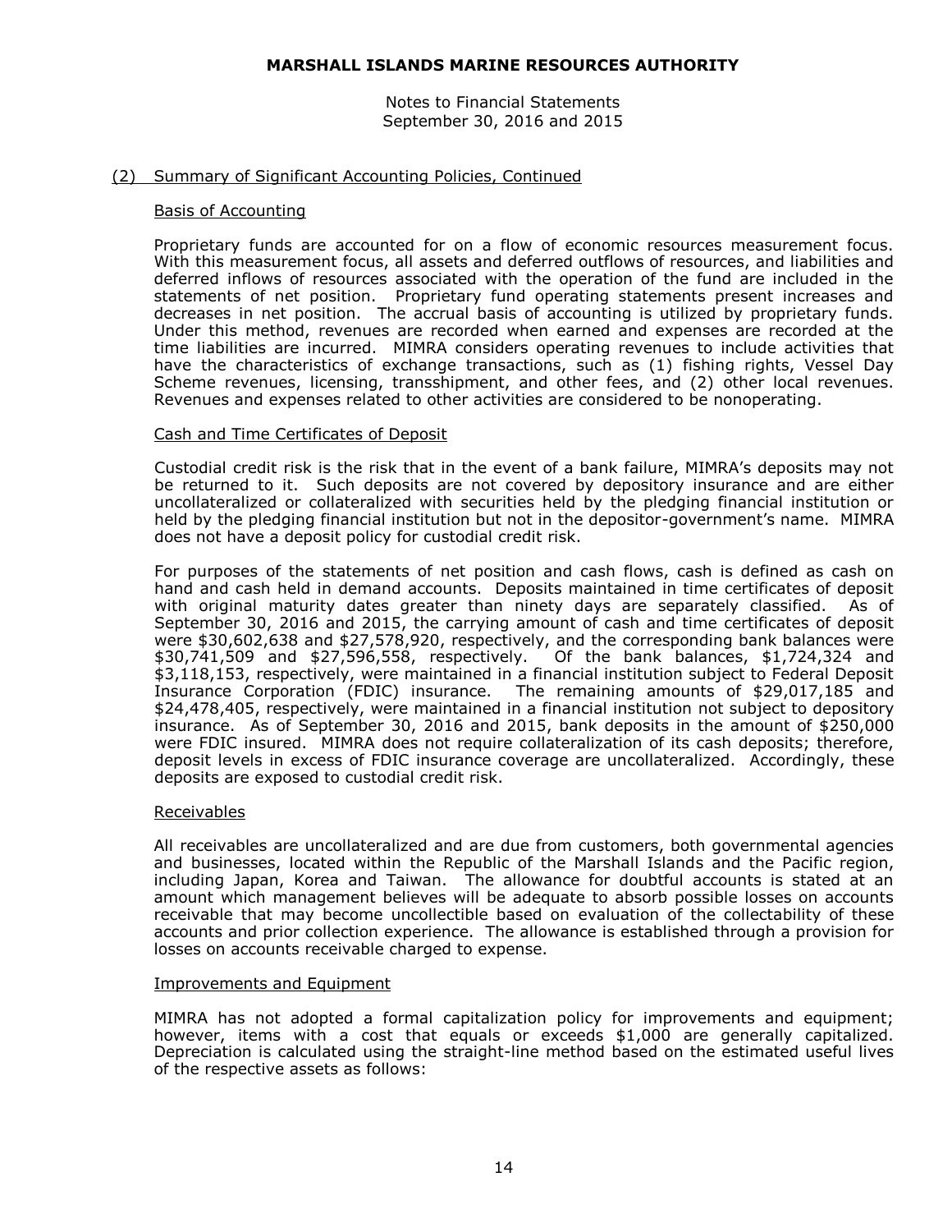## (2) Summary of Significant Accounting Policies, Continued

### Basis of Accounting

Proprietary funds are accounted for on a flow of economic resources measurement focus. With this measurement focus, all assets and deferred outflows of resources, and liabilities and deferred inflows of resources associated with the operation of the fund are included in the statements of net position. Proprietary fund operating statements present increases and decreases in net position. The accrual basis of accounting is utilized by proprietary funds. Under this method, revenues are recorded when earned and expenses are recorded at the time liabilities are incurred. MIMRA considers operating revenues to include activities that have the characteristics of exchange transactions, such as (1) fishing rights, Vessel Day Scheme revenues, licensing, transshipment, and other fees, and (2) other local revenues. Revenues and expenses related to other activities are considered to be nonoperating.

### Cash and Time Certificates of Deposit

Custodial credit risk is the risk that in the event of a bank failure, MIMRA's deposits may not be returned to it. Such deposits are not covered by depository insurance and are either uncollateralized or collateralized with securities held by the pledging financial institution or held by the pledging financial institution but not in the depositor-government's name. MIMRA does not have a deposit policy for custodial credit risk.

For purposes of the statements of net position and cash flows, cash is defined as cash on hand and cash held in demand accounts. Deposits maintained in time certificates of deposit with original maturity dates greater than ninety days are separately classified. As of September 30, 2016 and 2015, the carrying amount of cash and time certificates of deposit were $30,602,638 and $27,578,920, respectively, and the corresponding bank balances were $30,741,509 and $27,596,558, respectively. Of the bank balances, $1,724,324 and $3,118,153, respectively, were maintained in a financial institution subject to Federal Deposit Insurance Corporation (FDIC) insurance. The remaining amounts of $29,017,185 and $24,478,405, respectively, were maintained in a financial institution not subject to depository insurance. As of September 30, 2016 and 2015, bank deposits in the amount of $250,000 were FDIC insured. MIMRA does not require collateralization of its cash deposits; therefore, deposit levels in excess of FDIC insurance coverage are uncollateralized. Accordingly, these deposits are exposed to custodial credit risk.

### Receivables

All receivables are uncollateralized and are due from customers, both governmental agencies and businesses, located within the Republic of the Marshall Islands and the Pacific region, including Japan, Korea and Taiwan. The allowance for doubtful accounts is stated at an amount which management believes will be adequate to absorb possible losses on accounts receivable that may become uncollectible based on evaluation of the collectability of these accounts and prior collection experience. The allowance is established through a provision for losses on accounts receivable charged to expense.

### Improvements and Equipment

MIMRA has not adopted a formal capitalization policy for improvements and equipment; however, items with a cost that equals or exceeds $1,000 are generally capitalized. Depreciation is calculated using the straight-line method based on the estimated useful lives of the respective assets as follows: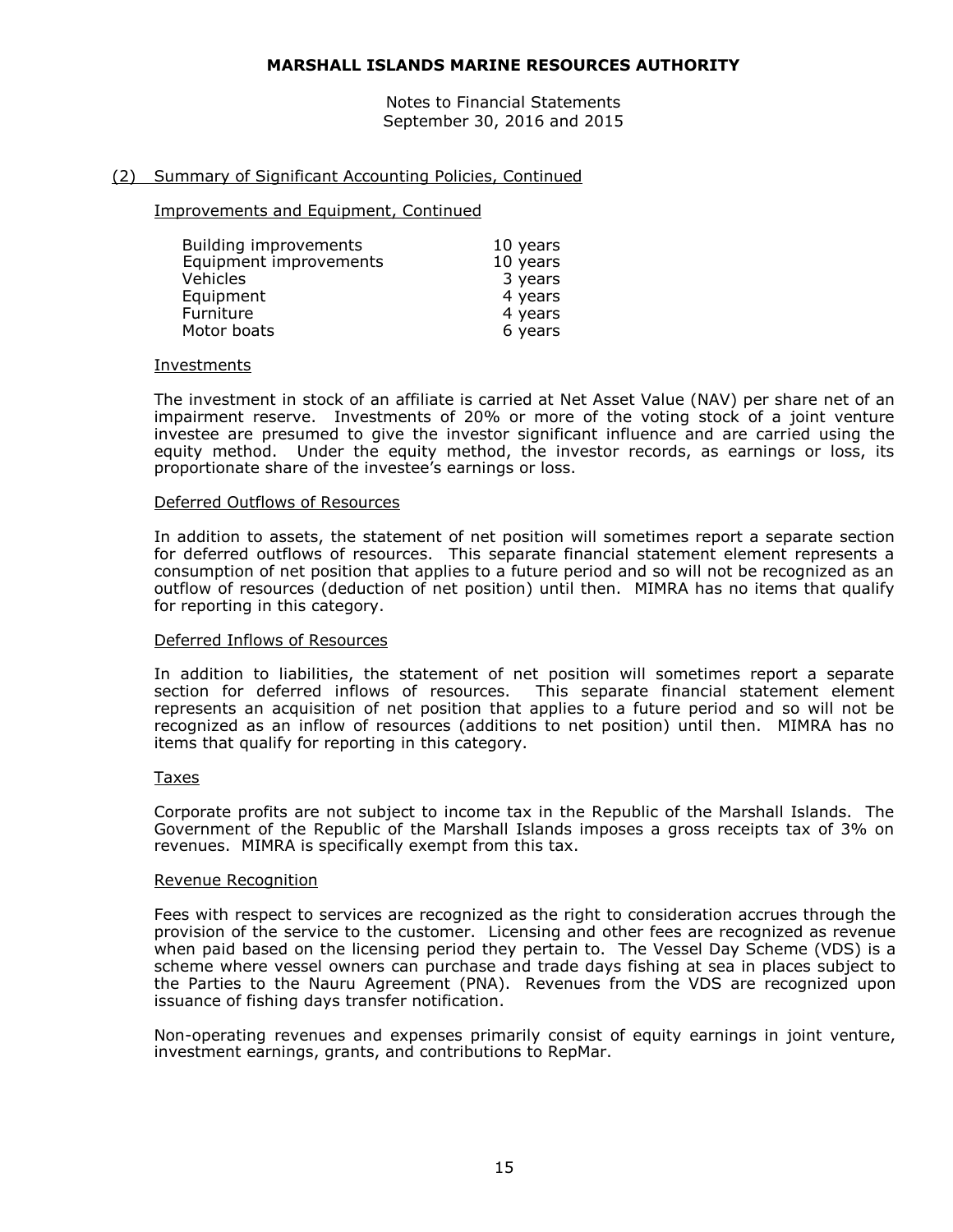**MARSHALL ISLANDS MARINE RESOURCES AUTHORITY**

Notes to Financial Statements
September 30, 2016 and 2015

(2) Summary of Significant Accounting Policies, Continued

Improvements and Equipment, Continued

| | |
|---|---|
| Building improvements | 10 years |
| Equipment improvements | 10 years |
| Vehicles | 3 years |
| Equipment | 4 years |
| Furniture | 4 years |
| Motor boats | 6 years |

Investments

The investment in stock of an affiliate is carried at Net Asset Value (NAV) per share net of an impairment reserve. Investments of 20% or more of the voting stock of a joint venture investee are presumed to give the investor significant influence and are carried using the equity method. Under the equity method, the investor records, as earnings or loss, its proportionate share of the investee's earnings or loss.

Deferred Outflows of Resources

In addition to assets, the statement of net position will sometimes report a separate section for deferred outflows of resources. This separate financial statement element represents a consumption of net position that applies to a future period and so will not be recognized as an outflow of resources (deduction of net position) until then. MIMRA has no items that qualify for reporting in this category.

Deferred Inflows of Resources

In addition to liabilities, the statement of net position will sometimes report a separate section for deferred inflows of resources. This separate financial statement element represents an acquisition of net position that applies to a future period and so will not be recognized as an inflow of resources (additions to net position) until then. MIMRA has no items that qualify for reporting in this category.

Taxes

Corporate profits are not subject to income tax in the Republic of the Marshall Islands. The Government of the Republic of the Marshall Islands imposes a gross receipts tax of 3% on revenues. MIMRA is specifically exempt from this tax.

Revenue Recognition

Fees with respect to services are recognized as the right to consideration accrues through the provision of the service to the customer. Licensing and other fees are recognized as revenue when paid based on the licensing period they pertain to. The Vessel Day Scheme (VDS) is a scheme where vessel owners can purchase and trade days fishing at sea in places subject to the Parties to the Nauru Agreement (PNA). Revenues from the VDS are recognized upon issuance of fishing days transfer notification.

Non-operating revenues and expenses primarily consist of equity earnings in joint venture, investment earnings, grants, and contributions to RepMar.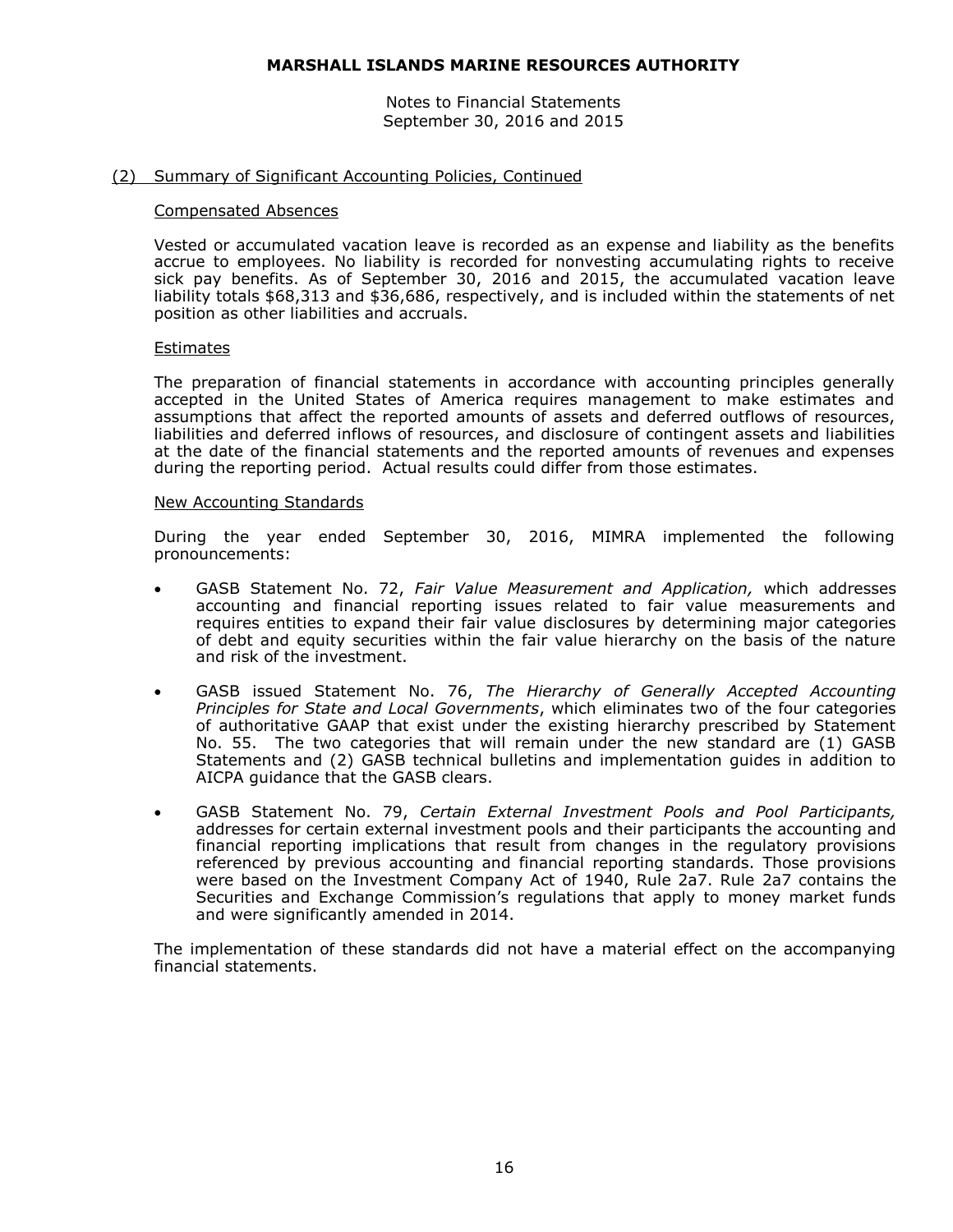## (2) Summary of Significant Accounting Policies, Continued

### Compensated Absences

Vested or accumulated vacation leave is recorded as an expense and liability as the benefits accrue to employees. No liability is recorded for nonvesting accumulating rights to receive sick pay benefits. As of September 30, 2016 and 2015, the accumulated vacation leave liability totals $68,313 and $36,686, respectively, and is included within the statements of net position as other liabilities and accruals.

### Estimates

The preparation of financial statements in accordance with accounting principles generally accepted in the United States of America requires management to make estimates and assumptions that affect the reported amounts of assets and deferred outflows of resources, liabilities and deferred inflows of resources, and disclosure of contingent assets and liabilities at the date of the financial statements and the reported amounts of revenues and expenses during the reporting period. Actual results could differ from those estimates.

### New Accounting Standards

During the year ended September 30, 2016, MIMRA implemented the following pronouncements:

- GASB Statement No. 72, *Fair Value Measurement and Application,* which addresses accounting and financial reporting issues related to fair value measurements and requires entities to expand their fair value disclosures by determining major categories of debt and equity securities within the fair value hierarchy on the basis of the nature and risk of the investment.

- GASB issued Statement No. 76, *The Hierarchy of Generally Accepted Accounting Principles for State and Local Governments*, which eliminates two of the four categories of authoritative GAAP that exist under the existing hierarchy prescribed by Statement No. 55. The two categories that will remain under the new standard are (1) GASB Statements and (2) GASB technical bulletins and implementation guides in addition to AICPA guidance that the GASB clears.

- GASB Statement No. 79, *Certain External Investment Pools and Pool Participants,* addresses for certain external investment pools and their participants the accounting and financial reporting implications that result from changes in the regulatory provisions referenced by previous accounting and financial reporting standards. Those provisions were based on the Investment Company Act of 1940, Rule 2a7. Rule 2a7 contains the Securities and Exchange Commission's regulations that apply to money market funds and were significantly amended in 2014.

The implementation of these standards did not have a material effect on the accompanying financial statements.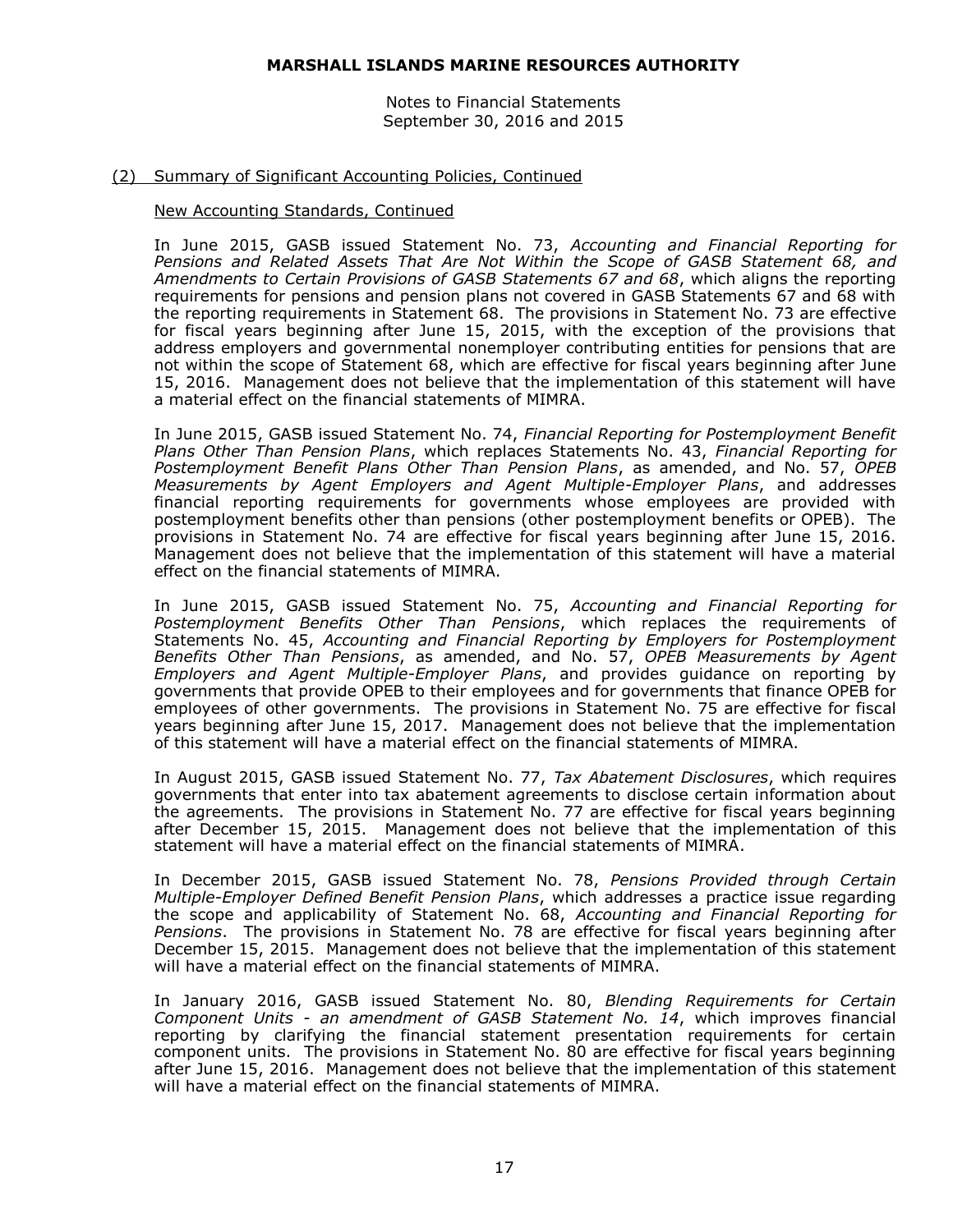## (2) Summary of Significant Accounting Policies, Continued

### New Accounting Standards, Continued

In June 2015, GASB issued Statement No. 73, *Accounting and Financial Reporting for Pensions and Related Assets That Are Not Within the Scope of GASB Statement 68, and Amendments to Certain Provisions of GASB Statements 67 and 68*, which aligns the reporting requirements for pensions and pension plans not covered in GASB Statements 67 and 68 with the reporting requirements in Statement 68. The provisions in Statement No. 73 are effective for fiscal years beginning after June 15, 2015, with the exception of the provisions that address employers and governmental nonemployer contributing entities for pensions that are not within the scope of Statement 68, which are effective for fiscal years beginning after June 15, 2016. Management does not believe that the implementation of this statement will have a material effect on the financial statements of MIMRA.

In June 2015, GASB issued Statement No. 74, *Financial Reporting for Postemployment Benefit Plans Other Than Pension Plans*, which replaces Statements No. 43, *Financial Reporting for Postemployment Benefit Plans Other Than Pension Plans*, as amended, and No. 57, *OPEB Measurements by Agent Employers and Agent Multiple-Employer Plans*, and addresses financial reporting requirements for governments whose employees are provided with postemployment benefits other than pensions (other postemployment benefits or OPEB). The provisions in Statement No. 74 are effective for fiscal years beginning after June 15, 2016. Management does not believe that the implementation of this statement will have a material effect on the financial statements of MIMRA.

In June 2015, GASB issued Statement No. 75, *Accounting and Financial Reporting for Postemployment Benefits Other Than Pensions*, which replaces the requirements of Statements No. 45, *Accounting and Financial Reporting by Employers for Postemployment Benefits Other Than Pensions*, as amended, and No. 57, *OPEB Measurements by Agent Employers and Agent Multiple-Employer Plans*, and provides guidance on reporting by governments that provide OPEB to their employees and for governments that finance OPEB for employees of other governments. The provisions in Statement No. 75 are effective for fiscal years beginning after June 15, 2017. Management does not believe that the implementation of this statement will have a material effect on the financial statements of MIMRA.

In August 2015, GASB issued Statement No. 77, *Tax Abatement Disclosures*, which requires governments that enter into tax abatement agreements to disclose certain information about the agreements. The provisions in Statement No. 77 are effective for fiscal years beginning after December 15, 2015. Management does not believe that the implementation of this statement will have a material effect on the financial statements of MIMRA.

In December 2015, GASB issued Statement No. 78, *Pensions Provided through Certain Multiple-Employer Defined Benefit Pension Plans*, which addresses a practice issue regarding the scope and applicability of Statement No. 68, *Accounting and Financial Reporting for Pensions*. The provisions in Statement No. 78 are effective for fiscal years beginning after December 15, 2015. Management does not believe that the implementation of this statement will have a material effect on the financial statements of MIMRA.

In January 2016, GASB issued Statement No. 80, *Blending Requirements for Certain Component Units - an amendment of GASB Statement No. 14*, which improves financial reporting by clarifying the financial statement presentation requirements for certain component units. The provisions in Statement No. 80 are effective for fiscal years beginning after June 15, 2016. Management does not believe that the implementation of this statement will have a material effect on the financial statements of MIMRA.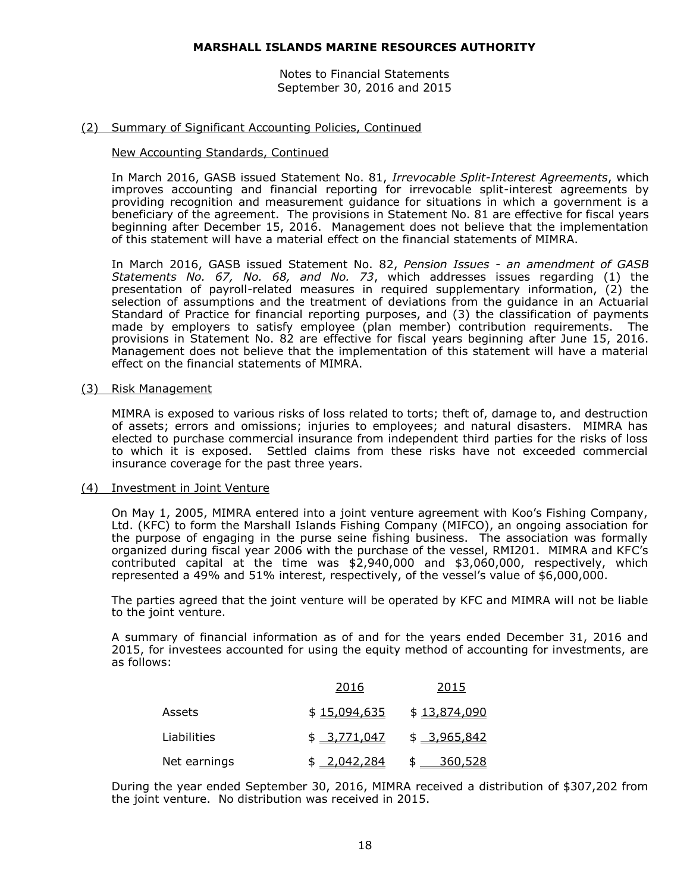# MARSHALL ISLANDS MARINE RESOURCES AUTHORITY

Notes to Financial Statements
September 30, 2016 and 2015

## (2) Summary of Significant Accounting Policies, Continued

### New Accounting Standards, Continued

In March 2016, GASB issued Statement No. 81, *Irrevocable Split-Interest Agreements*, which improves accounting and financial reporting for irrevocable split-interest agreements by providing recognition and measurement guidance for situations in which a government is a beneficiary of the agreement. The provisions in Statement No. 81 are effective for fiscal years beginning after December 15, 2016. Management does not believe that the implementation of this statement will have a material effect on the financial statements of MIMRA.

In March 2016, GASB issued Statement No. 82, *Pension Issues - an amendment of GASB Statements No. 67, No. 68, and No. 73*, which addresses issues regarding (1) the presentation of payroll-related measures in required supplementary information, (2) the selection of assumptions and the treatment of deviations from the guidance in an Actuarial Standard of Practice for financial reporting purposes, and (3) the classification of payments made by employers to satisfy employee (plan member) contribution requirements. The provisions in Statement No. 82 are effective for fiscal years beginning after June 15, 2016. Management does not believe that the implementation of this statement will have a material effect on the financial statements of MIMRA.

## (3) Risk Management

MIMRA is exposed to various risks of loss related to torts; theft of, damage to, and destruction of assets; errors and omissions; injuries to employees; and natural disasters. MIMRA has elected to purchase commercial insurance from independent third parties for the risks of loss to which it is exposed. Settled claims from these risks have not exceeded commercial insurance coverage for the past three years.

## (4) Investment in Joint Venture

On May 1, 2005, MIMRA entered into a joint venture agreement with Koo's Fishing Company, Ltd. (KFC) to form the Marshall Islands Fishing Company (MIFCO), an ongoing association for the purpose of engaging in the purse seine fishing business. The association was formally organized during fiscal year 2006 with the purchase of the vessel, RMI201. MIMRA and KFC's contributed capital at the time was $2,940,000 and $3,060,000, respectively, which represented a 49% and 51% interest, respectively, of the vessel's value of $6,000,000.

The parties agreed that the joint venture will be operated by KFC and MIMRA will not be liable to the joint venture.

A summary of financial information as of and for the years ended December 31, 2016 and 2015, for investees accounted for using the equity method of accounting for investments, are as follows:

| | 2016 | 2015 |
|---|---|---|
| Assets | $ 15,094,635 | $ 13,874,090 |
| Liabilities | $ 3,771,047 | $ 3,965,842 |
| Net earnings | $ 2,042,284 | $ 360,528 |

During the year ended September 30, 2016, MIMRA received a distribution of $307,202 from the joint venture. No distribution was received in 2015.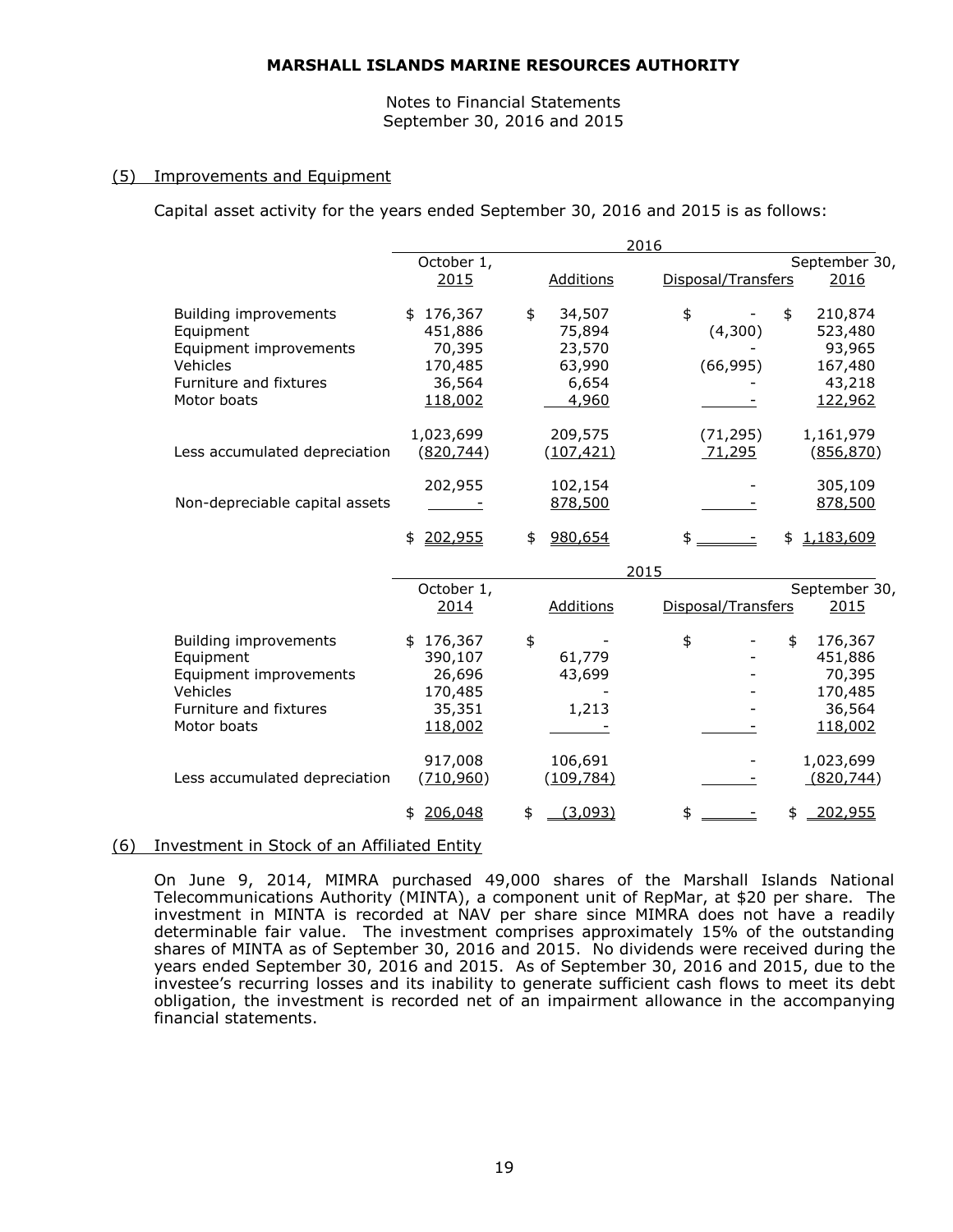# MARSHALL ISLANDS MARINE RESOURCES AUTHORITY

Notes to Financial Statements
September 30, 2016 and 2015

## (5) Improvements and Equipment

Capital asset activity for the years ended September 30, 2016 and 2015 is as follows:

| | 2016 | | | |
|---|---|---|---|---|
| | October 1, 2015 | Additions | Disposal/Transfers | September 30, 2016 |
| Building improvements | $ 176,367 | $ 34,507 | $ - | $ 210,874 |
| Equipment | 451,886 | 75,894 | (4,300) | 523,480 |
| Equipment improvements | 70,395 | 23,570 | - | 93,965 |
| Vehicles | 170,485 | 63,990 | (66,995) | 167,480 |
| Furniture and fixtures | 36,564 | 6,654 | - | 43,218 |
| Motor boats | 118,002 | 4,960 | - | 122,962 |
| | 1,023,699 | 209,575 | (71,295) | 1,161,979 |
| Less accumulated depreciation | (820,744) | (107,421) | 71,295 | (856,870) |
| | 202,955 | 102,154 | - | 305,109 |
| Non-depreciable capital assets | - | 878,500 | - | 878,500 |
| | $ 202,955 | $ 980,654 | $ - | $ 1,183,609 |

| | 2015 | | | |
|---|---|---|---|---|
| | October 1, 2014 | Additions | Disposal/Transfers | September 30, 2015 |
| Building improvements | $ 176,367 | $ - | $ - | $ 176,367 |
| Equipment | 390,107 | 61,779 | - | 451,886 |
| Equipment improvements | 26,696 | 43,699 | - | 70,395 |
| Vehicles | 170,485 | - | - | 170,485 |
| Furniture and fixtures | 35,351 | 1,213 | - | 36,564 |
| Motor boats | 118,002 | - | - | 118,002 |
| | 917,008 | 106,691 | - | 1,023,699 |
| Less accumulated depreciation | (710,960) | (109,784) | - | (820,744) |
| | $ 206,048 | $ (3,093) | $ - | $ 202,955 |

## (6) Investment in Stock of an Affiliated Entity

On June 9, 2014, MIMRA purchased 49,000 shares of the Marshall Islands National Telecommunications Authority (MINTA), a component unit of RepMar, at $20 per share. The investment in MINTA is recorded at NAV per share since MIMRA does not have a readily determinable fair value. The investment comprises approximately 15% of the outstanding shares of MINTA as of September 30, 2016 and 2015. No dividends were received during the years ended September 30, 2016 and 2015. As of September 30, 2016 and 2015, due to the investee's recurring losses and its inability to generate sufficient cash flows to meet its debt obligation, the investment is recorded net of an impairment allowance in the accompanying financial statements.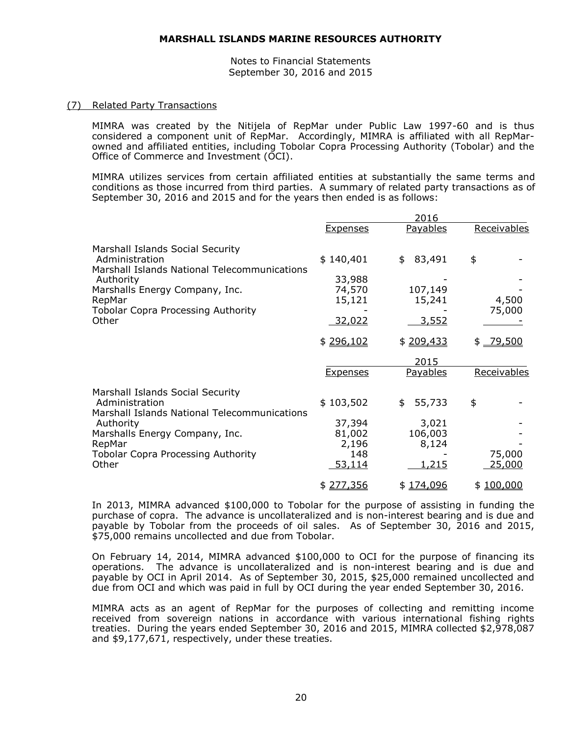**MARSHALL ISLANDS MARINE RESOURCES AUTHORITY**

Notes to Financial Statements
September 30, 2016 and 2015

## (7) Related Party Transactions

MIMRA was created by the Nitijela of RepMar under Public Law 1997-60 and is thus considered a component unit of RepMar. Accordingly, MIMRA is affiliated with all RepMar-owned and affiliated entities, including Tobolar Copra Processing Authority (Tobolar) and the Office of Commerce and Investment (OCI).

MIMRA utilizes services from certain affiliated entities at substantially the same terms and conditions as those incurred from third parties. A summary of related party transactions as of September 30, 2016 and 2015 and for the years then ended is as follows:

| | 2016 | | |
|---|---|---|---|
| | Expenses | Payables | Receivables |
| Marshall Islands Social Security Administration | $ 140,401 | $ 83,491 | $ - |
| Marshall Islands National Telecommunications Authority | 33,988 | - | - |
| Marshalls Energy Company, Inc. | 74,570 | 107,149 | - |
| RepMar | 15,121 | 15,241 | 4,500 |
| Tobolar Copra Processing Authority | - | - | 75,000 |
| Other | 32,022 | 3,552 | - |
| | $ 296,102 | $ 209,433 | $ 79,500 |

| | 2015 | | |
|---|---|---|---|
| | Expenses | Payables | Receivables |
| Marshall Islands Social Security Administration | $ 103,502 | $ 55,733 | $ - |
| Marshall Islands National Telecommunications Authority | 37,394 | 3,021 | - |
| Marshalls Energy Company, Inc. | 81,002 | 106,003 | - |
| RepMar | 2,196 | 8,124 | - |
| Tobolar Copra Processing Authority | 148 | - | 75,000 |
| Other | 53,114 | 1,215 | 25,000 |
| | $ 277,356 | $ 174,096 | $ 100,000 |

In 2013, MIMRA advanced $100,000 to Tobolar for the purpose of assisting in funding the purchase of copra. The advance is uncollateralized and is non-interest bearing and is due and payable by Tobolar from the proceeds of oil sales. As of September 30, 2016 and 2015, $75,000 remains uncollected and due from Tobolar.

On February 14, 2014, MIMRA advanced $100,000 to OCI for the purpose of financing its operations. The advance is uncollateralized and is non-interest bearing and is due and payable by OCI in April 2014. As of September 30, 2015, $25,000 remained uncollected and due from OCI and which was paid in full by OCI during the year ended September 30, 2016.

MIMRA acts as an agent of RepMar for the purposes of collecting and remitting income received from sovereign nations in accordance with various international fishing rights treaties. During the years ended September 30, 2016 and 2015, MIMRA collected $2,978,087 and $9,177,671, respectively, under these treaties.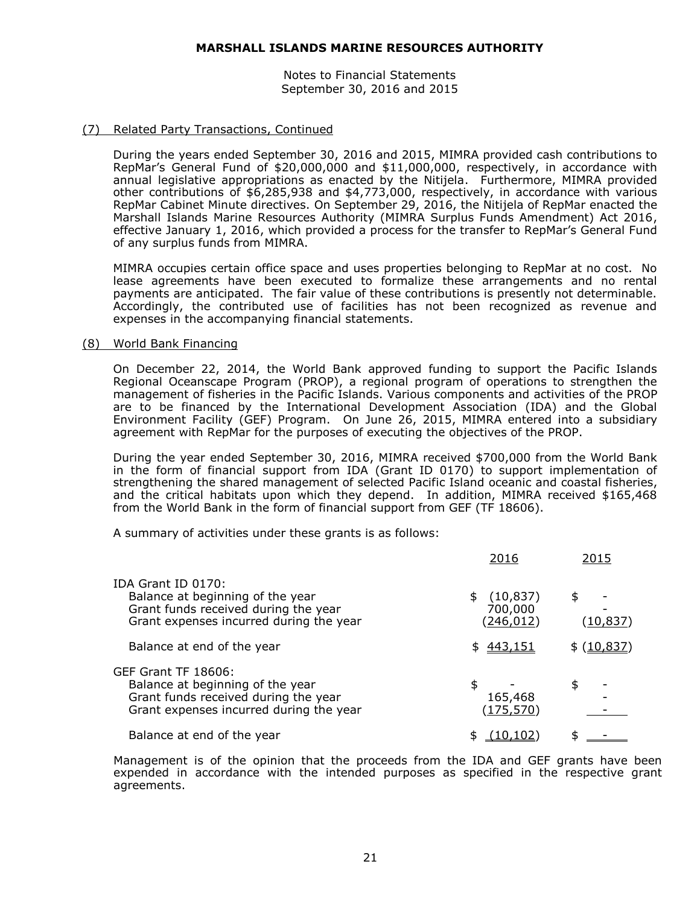# MARSHALL ISLANDS MARINE RESOURCES AUTHORITY

Notes to Financial Statements
September 30, 2016 and 2015

## (7) Related Party Transactions, Continued

During the years ended September 30, 2016 and 2015, MIMRA provided cash contributions to RepMar's General Fund of $20,000,000 and $11,000,000, respectively, in accordance with annual legislative appropriations as enacted by the Nitijela. Furthermore, MIMRA provided other contributions of $6,285,938 and $4,773,000, respectively, in accordance with various RepMar Cabinet Minute directives. On September 29, 2016, the Nitijela of RepMar enacted the Marshall Islands Marine Resources Authority (MIMRA Surplus Funds Amendment) Act 2016, effective January 1, 2016, which provided a process for the transfer to RepMar's General Fund of any surplus funds from MIMRA.

MIMRA occupies certain office space and uses properties belonging to RepMar at no cost. No lease agreements have been executed to formalize these arrangements and no rental payments are anticipated. The fair value of these contributions is presently not determinable. Accordingly, the contributed use of facilities has not been recognized as revenue and expenses in the accompanying financial statements.

## (8) World Bank Financing

On December 22, 2014, the World Bank approved funding to support the Pacific Islands Regional Oceanscape Program (PROP), a regional program of operations to strengthen the management of fisheries in the Pacific Islands. Various components and activities of the PROP are to be financed by the International Development Association (IDA) and the Global Environment Facility (GEF) Program. On June 26, 2015, MIMRA entered into a subsidiary agreement with RepMar for the purposes of executing the objectives of the PROP.

During the year ended September 30, 2016, MIMRA received $700,000 from the World Bank in the form of financial support from IDA (Grant ID 0170) to support implementation of strengthening the shared management of selected Pacific Island oceanic and coastal fisheries, and the critical habitats upon which they depend. In addition, MIMRA received $165,468 from the World Bank in the form of financial support from GEF (TF 18606).

A summary of activities under these grants is as follows:

| | 2016 | 2015 |
|---|---|---|
| IDA Grant ID 0170: | | |
| Balance at beginning of the year | $ (10,837) | $ - |
| Grant funds received during the year | 700,000 | - |
| Grant expenses incurred during the year | (246,012) | (10,837) |
| Balance at end of the year | $ 443,151 | $ (10,837) |
| GEF Grant TF 18606: | | |
| Balance at beginning of the year | $ - | $ - |
| Grant funds received during the year | 165,468 | - |
| Grant expenses incurred during the year | (175,570) | - |
| Balance at end of the year | $ (10,102) | $ - |

Management is of the opinion that the proceeds from the IDA and GEF grants have been expended in accordance with the intended purposes as specified in the respective grant agreements.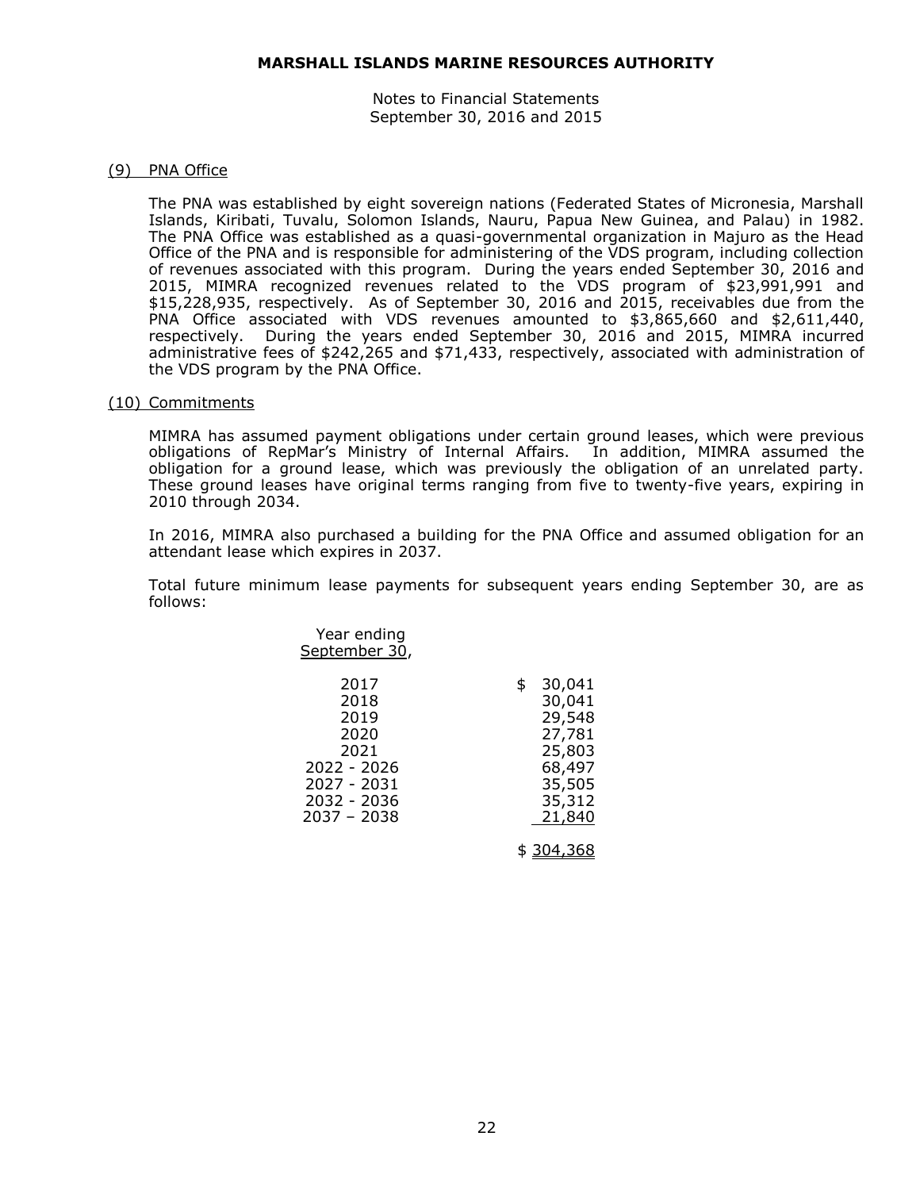**MARSHALL ISLANDS MARINE RESOURCES AUTHORITY**

Notes to Financial Statements
September 30, 2016 and 2015

(9) PNA Office

The PNA was established by eight sovereign nations (Federated States of Micronesia, Marshall Islands, Kiribati, Tuvalu, Solomon Islands, Nauru, Papua New Guinea, and Palau) in 1982. The PNA Office was established as a quasi-governmental organization in Majuro as the Head Office of the PNA and is responsible for administering of the VDS program, including collection of revenues associated with this program. During the years ended September 30, 2016 and 2015, MIMRA recognized revenues related to the VDS program of $23,991,991 and $15,228,935, respectively. As of September 30, 2016 and 2015, receivables due from the PNA Office associated with VDS revenues amounted to $3,865,660 and $2,611,440, respectively. During the years ended September 30, 2016 and 2015, MIMRA incurred administrative fees of $242,265 and $71,433, respectively, associated with administration of the VDS program by the PNA Office.

(10) Commitments

MIMRA has assumed payment obligations under certain ground leases, which were previous obligations of RepMar's Ministry of Internal Affairs. In addition, MIMRA assumed the obligation for a ground lease, which was previously the obligation of an unrelated party. These ground leases have original terms ranging from five to twenty-five years, expiring in 2010 through 2034.

In 2016, MIMRA also purchased a building for the PNA Office and assumed obligation for an attendant lease which expires in 2037.

Total future minimum lease payments for subsequent years ending September 30, are as follows:

| Year ending September 30, | |
|---|---|
| 2017 | $ 30,041 |
| 2018 | 30,041 |
| 2019 | 29,548 |
| 2020 | 27,781 |
| 2021 | 25,803 |
| 2022 - 2026 | 68,497 |
| 2027 - 2031 | 35,505 |
| 2032 - 2036 | 35,312 |
| 2037 – 2038 | 21,840 |
| | $ 304,368 |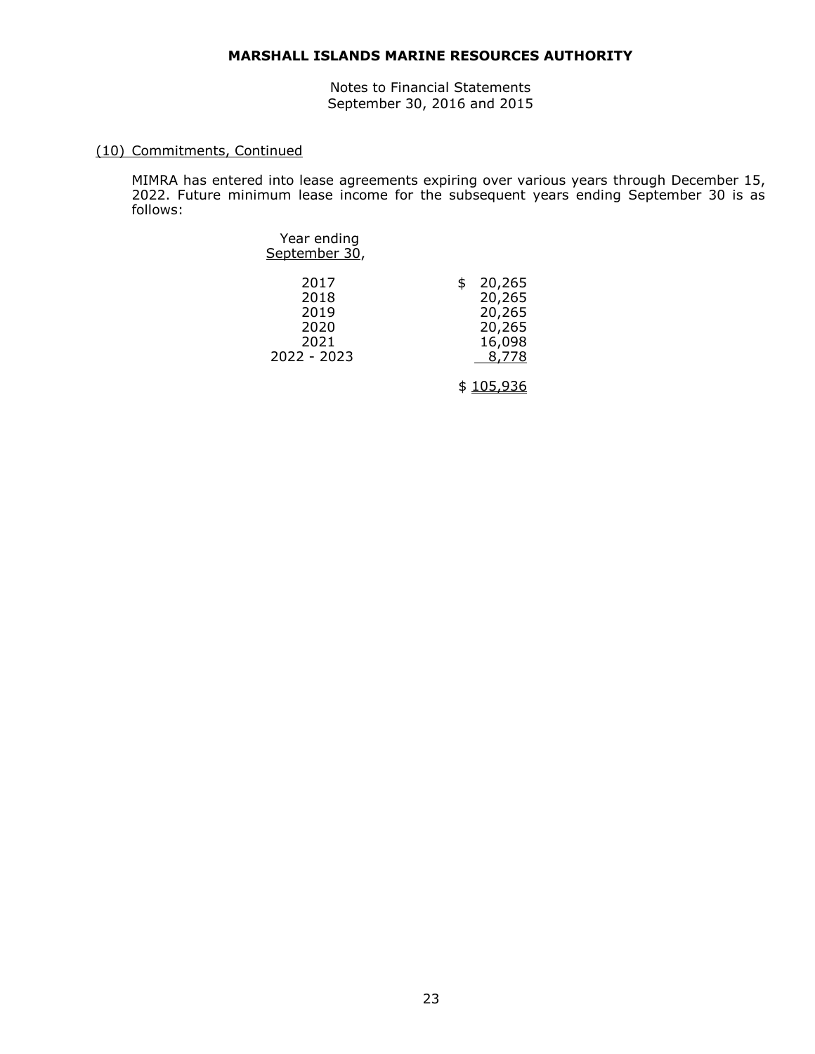**MARSHALL ISLANDS MARINE RESOURCES AUTHORITY**

Notes to Financial Statements
September 30, 2016 and 2015

(10) Commitments, Continued

MIMRA has entered into lease agreements expiring over various years through December 15, 2022. Future minimum lease income for the subsequent years ending September 30 is as follows:

| Year ending September 30, | |
|---|---|
| 2017 | $ 20,265 |
| 2018 | 20,265 |
| 2019 | 20,265 |
| 2020 | 20,265 |
| 2021 | 16,098 |
| 2022 - 2023 | 8,778 |
| | $ 105,936 |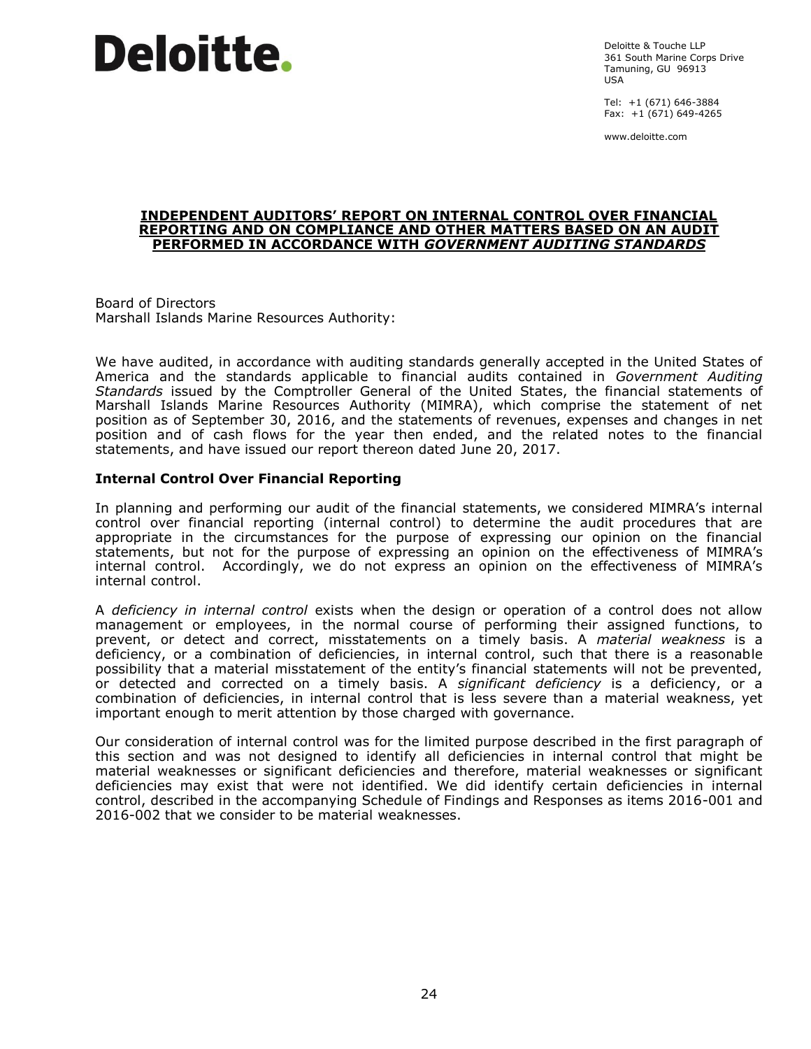**Deloitte.**

Deloitte & Touche LLP
361 South Marine Corps Drive
Tamuning, GU 96913
USA

Tel: +1 (671) 646-3884
Fax: +1 (671) 649-4265

www.deloitte.com

## INDEPENDENT AUDITORS' REPORT ON INTERNAL CONTROL OVER FINANCIAL REPORTING AND ON COMPLIANCE AND OTHER MATTERS BASED ON AN AUDIT PERFORMED IN ACCORDANCE WITH *GOVERNMENT AUDITING STANDARDS*

Board of Directors
Marshall Islands Marine Resources Authority:

We have audited, in accordance with auditing standards generally accepted in the United States of America and the standards applicable to financial audits contained in *Government Auditing Standards* issued by the Comptroller General of the United States, the financial statements of Marshall Islands Marine Resources Authority (MIMRA), which comprise the statement of net position as of September 30, 2016, and the statements of revenues, expenses and changes in net position and of cash flows for the year then ended, and the related notes to the financial statements, and have issued our report thereon dated June 20, 2017.

### Internal Control Over Financial Reporting

In planning and performing our audit of the financial statements, we considered MIMRA's internal control over financial reporting (internal control) to determine the audit procedures that are appropriate in the circumstances for the purpose of expressing our opinion on the financial statements, but not for the purpose of expressing an opinion on the effectiveness of MIMRA's internal control. Accordingly, we do not express an opinion on the effectiveness of MIMRA's internal control.

A *deficiency in internal control* exists when the design or operation of a control does not allow management or employees, in the normal course of performing their assigned functions, to prevent, or detect and correct, misstatements on a timely basis. A *material weakness* is a deficiency, or a combination of deficiencies, in internal control, such that there is a reasonable possibility that a material misstatement of the entity's financial statements will not be prevented, or detected and corrected on a timely basis. A *significant deficiency* is a deficiency, or a combination of deficiencies, in internal control that is less severe than a material weakness, yet important enough to merit attention by those charged with governance.

Our consideration of internal control was for the limited purpose described in the first paragraph of this section and was not designed to identify all deficiencies in internal control that might be material weaknesses or significant deficiencies and therefore, material weaknesses or significant deficiencies may exist that were not identified. We did identify certain deficiencies in internal control, described in the accompanying Schedule of Findings and Responses as items 2016-001 and 2016-002 that we consider to be material weaknesses.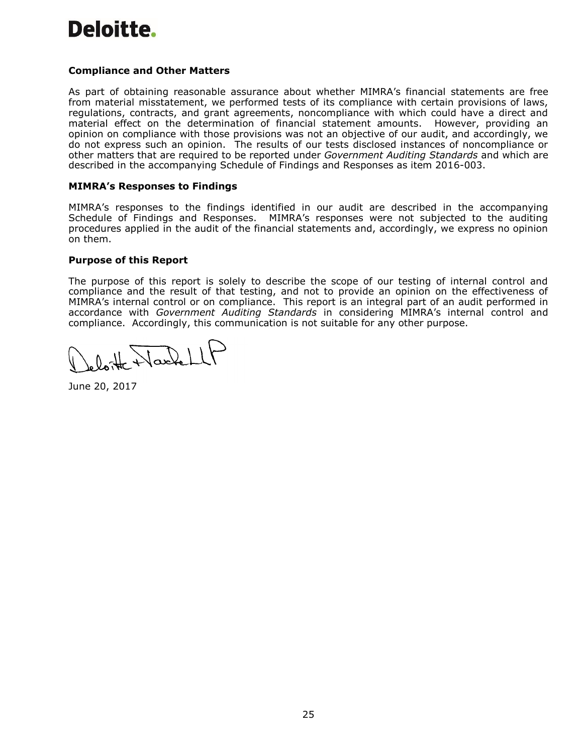**Deloitte.**

**Compliance and Other Matters**

As part of obtaining reasonable assurance about whether MIMRA's financial statements are free from material misstatement, we performed tests of its compliance with certain provisions of laws, regulations, contracts, and grant agreements, noncompliance with which could have a direct and material effect on the determination of financial statement amounts. However, providing an opinion on compliance with those provisions was not an objective of our audit, and accordingly, we do not express such an opinion. The results of our tests disclosed instances of noncompliance or other matters that are required to be reported under *Government Auditing Standards* and which are described in the accompanying Schedule of Findings and Responses as item 2016-003.

**MIMRA's Responses to Findings**

MIMRA's responses to the findings identified in our audit are described in the accompanying Schedule of Findings and Responses. MIMRA's responses were not subjected to the auditing procedures applied in the audit of the financial statements and, accordingly, we express no opinion on them.

**Purpose of this Report**

The purpose of this report is solely to describe the scope of our testing of internal control and compliance and the result of that testing, and not to provide an opinion on the effectiveness of MIMRA's internal control or on compliance. This report is an integral part of an audit performed in accordance with *Government Auditing Standards* in considering MIMRA's internal control and compliance. Accordingly, this communication is not suitable for any other purpose.

Deloitte + Touche LLP

June 20, 2017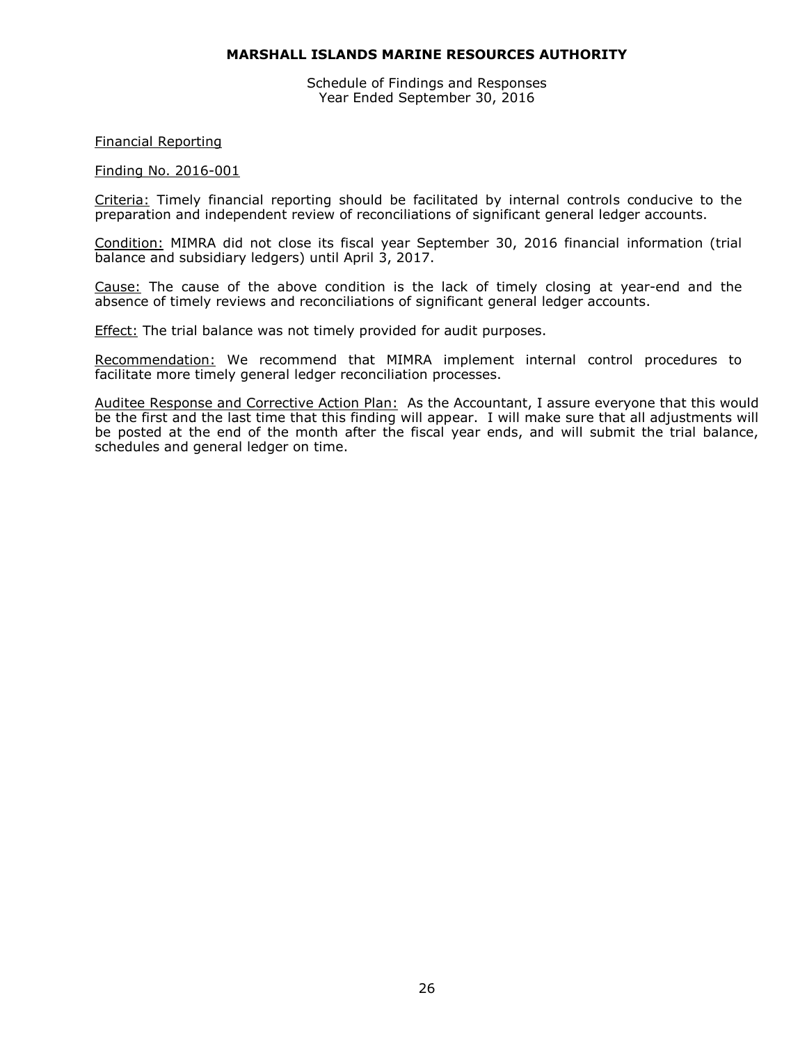**MARSHALL ISLANDS MARINE RESOURCES AUTHORITY**

Schedule of Findings and Responses
Year Ended September 30, 2016

Financial Reporting

Finding No. 2016-001

Criteria: Timely financial reporting should be facilitated by internal controls conducive to the preparation and independent review of reconciliations of significant general ledger accounts.

Condition: MIMRA did not close its fiscal year September 30, 2016 financial information (trial balance and subsidiary ledgers) until April 3, 2017.

Cause: The cause of the above condition is the lack of timely closing at year-end and the absence of timely reviews and reconciliations of significant general ledger accounts.

Effect: The trial balance was not timely provided for audit purposes.

Recommendation: We recommend that MIMRA implement internal control procedures to facilitate more timely general ledger reconciliation processes.

Auditee Response and Corrective Action Plan: As the Accountant, I assure everyone that this would be the first and the last time that this finding will appear. I will make sure that all adjustments will be posted at the end of the month after the fiscal year ends, and will submit the trial balance, schedules and general ledger on time.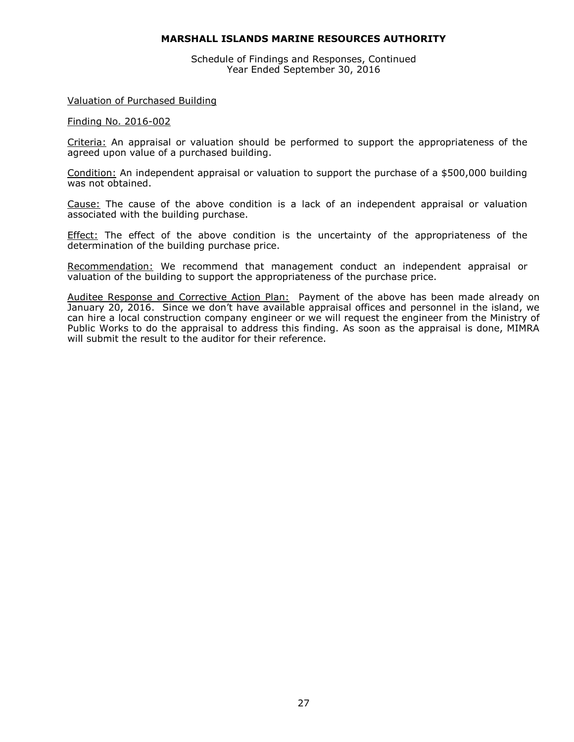**MARSHALL ISLANDS MARINE RESOURCES AUTHORITY**

Schedule of Findings and Responses, Continued
Year Ended September 30, 2016

Valuation of Purchased Building

Finding No. 2016-002

Criteria: An appraisal or valuation should be performed to support the appropriateness of the agreed upon value of a purchased building.

Condition: An independent appraisal or valuation to support the purchase of a $500,000 building was not obtained.

Cause: The cause of the above condition is a lack of an independent appraisal or valuation associated with the building purchase.

Effect: The effect of the above condition is the uncertainty of the appropriateness of the determination of the building purchase price.

Recommendation: We recommend that management conduct an independent appraisal or valuation of the building to support the appropriateness of the purchase price.

Auditee Response and Corrective Action Plan: Payment of the above has been made already on January 20, 2016. Since we don't have available appraisal offices and personnel in the island, we can hire a local construction company engineer or we will request the engineer from the Ministry of Public Works to do the appraisal to address this finding. As soon as the appraisal is done, MIMRA will submit the result to the auditor for their reference.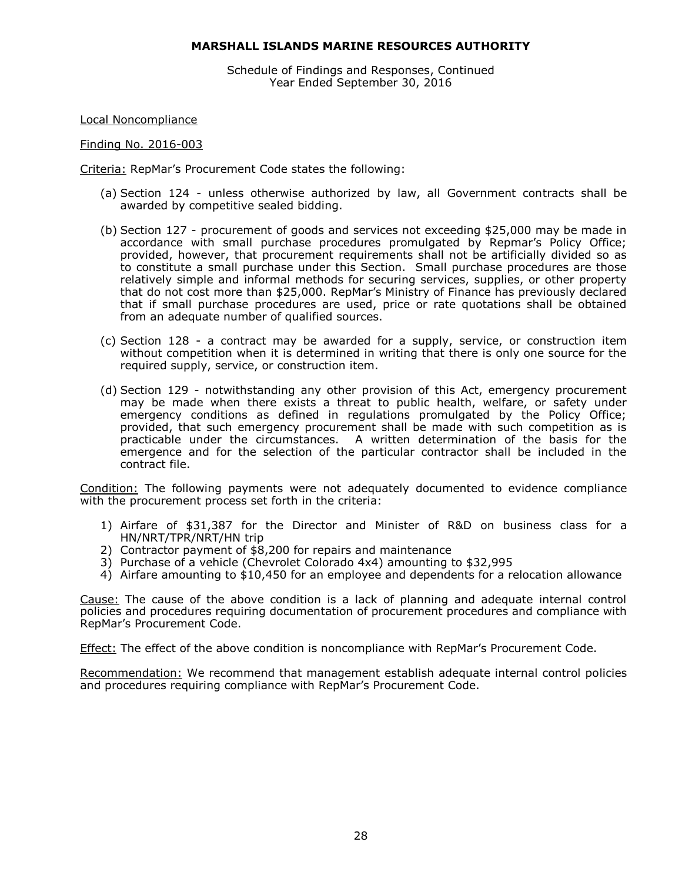**MARSHALL ISLANDS MARINE RESOURCES AUTHORITY**

Schedule of Findings and Responses, Continued
Year Ended September 30, 2016

Local Noncompliance

Finding No. 2016-003

Criteria: RepMar's Procurement Code states the following:

(a) Section 124 - unless otherwise authorized by law, all Government contracts shall be awarded by competitive sealed bidding.

(b) Section 127 - procurement of goods and services not exceeding $25,000 may be made in accordance with small purchase procedures promulgated by Repmar's Policy Office; provided, however, that procurement requirements shall not be artificially divided so as to constitute a small purchase under this Section. Small purchase procedures are those relatively simple and informal methods for securing services, supplies, or other property that do not cost more than $25,000. RepMar's Ministry of Finance has previously declared that if small purchase procedures are used, price or rate quotations shall be obtained from an adequate number of qualified sources.

(c) Section 128 - a contract may be awarded for a supply, service, or construction item without competition when it is determined in writing that there is only one source for the required supply, service, or construction item.

(d) Section 129 - notwithstanding any other provision of this Act, emergency procurement may be made when there exists a threat to public health, welfare, or safety under emergency conditions as defined in regulations promulgated by the Policy Office; provided, that such emergency procurement shall be made with such competition as is practicable under the circumstances. A written determination of the basis for the emergence and for the selection of the particular contractor shall be included in the contract file.

Condition: The following payments were not adequately documented to evidence compliance with the procurement process set forth in the criteria:

1) Airfare of $31,387 for the Director and Minister of R&D on business class for a HN/NRT/TPR/NRT/HN trip
2) Contractor payment of $8,200 for repairs and maintenance
3) Purchase of a vehicle (Chevrolet Colorado 4x4) amounting to $32,995
4) Airfare amounting to $10,450 for an employee and dependents for a relocation allowance

Cause: The cause of the above condition is a lack of planning and adequate internal control policies and procedures requiring documentation of procurement procedures and compliance with RepMar's Procurement Code.

Effect: The effect of the above condition is noncompliance with RepMar's Procurement Code.

Recommendation: We recommend that management establish adequate internal control policies and procedures requiring compliance with RepMar's Procurement Code.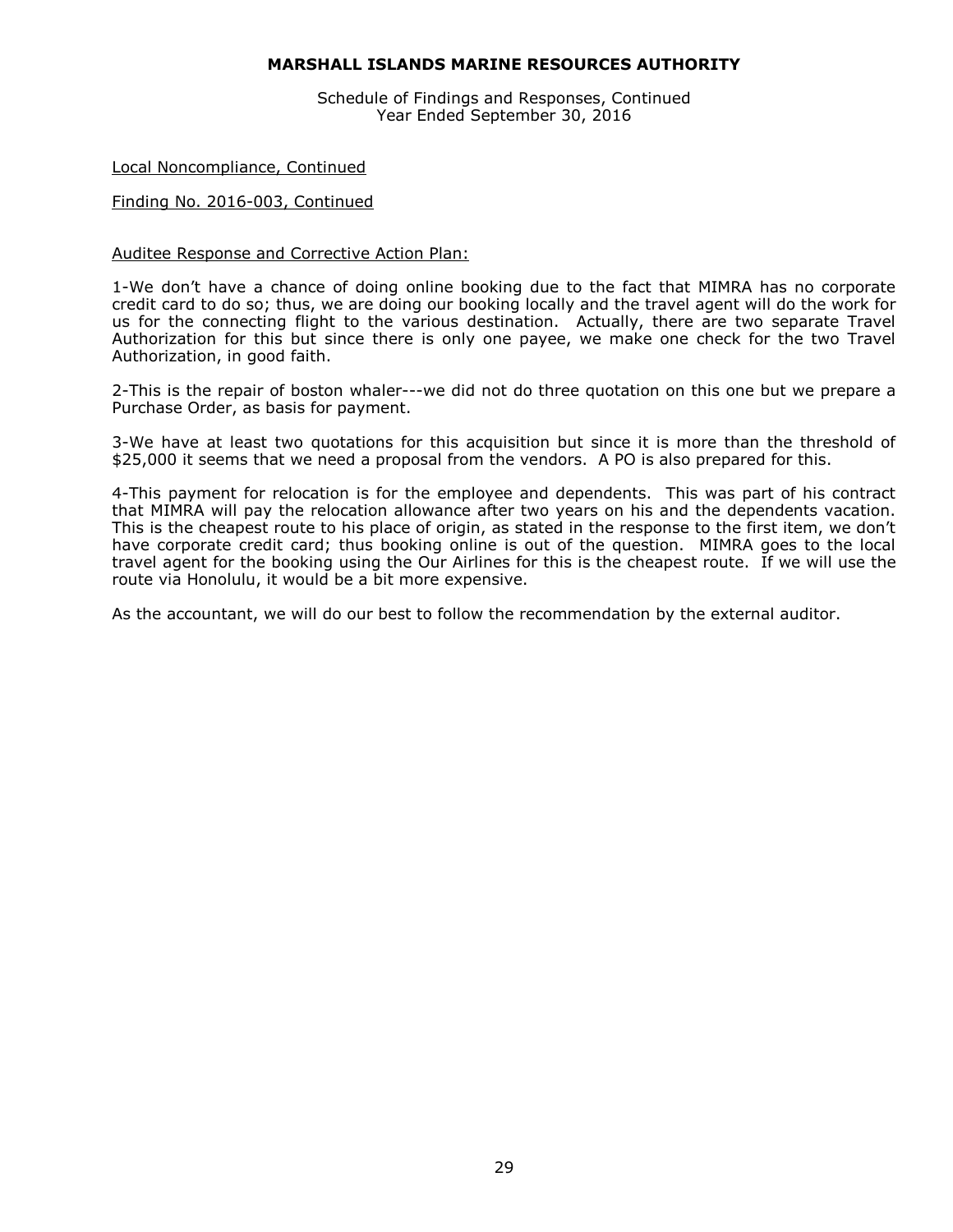**MARSHALL ISLANDS MARINE RESOURCES AUTHORITY**

Schedule of Findings and Responses, Continued
Year Ended September 30, 2016

Local Noncompliance, Continued

Finding No. 2016-003, Continued

Auditee Response and Corrective Action Plan:

1-We don't have a chance of doing online booking due to the fact that MIMRA has no corporate credit card to do so; thus, we are doing our booking locally and the travel agent will do the work for us for the connecting flight to the various destination. Actually, there are two separate Travel Authorization for this but since there is only one payee, we make one check for the two Travel Authorization, in good faith.

2-This is the repair of boston whaler---we did not do three quotation on this one but we prepare a Purchase Order, as basis for payment.

3-We have at least two quotations for this acquisition but since it is more than the threshold of $25,000 it seems that we need a proposal from the vendors. A PO is also prepared for this.

4-This payment for relocation is for the employee and dependents. This was part of his contract that MIMRA will pay the relocation allowance after two years on his and the dependents vacation. This is the cheapest route to his place of origin, as stated in the response to the first item, we don't have corporate credit card; thus booking online is out of the question. MIMRA goes to the local travel agent for the booking using the Our Airlines for this is the cheapest route. If we will use the route via Honolulu, it would be a bit more expensive.

As the accountant, we will do our best to follow the recommendation by the external auditor.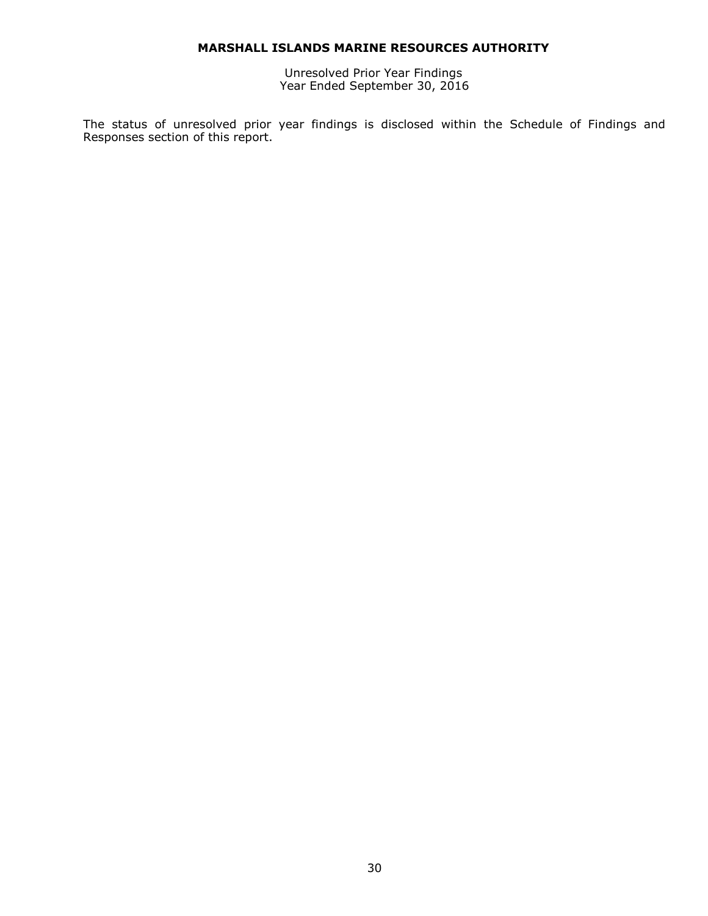# MARSHALL ISLANDS MARINE RESOURCES AUTHORITY

Unresolved Prior Year Findings
Year Ended September 30, 2016

The status of unresolved prior year findings is disclosed within the Schedule of Findings and Responses section of this report.